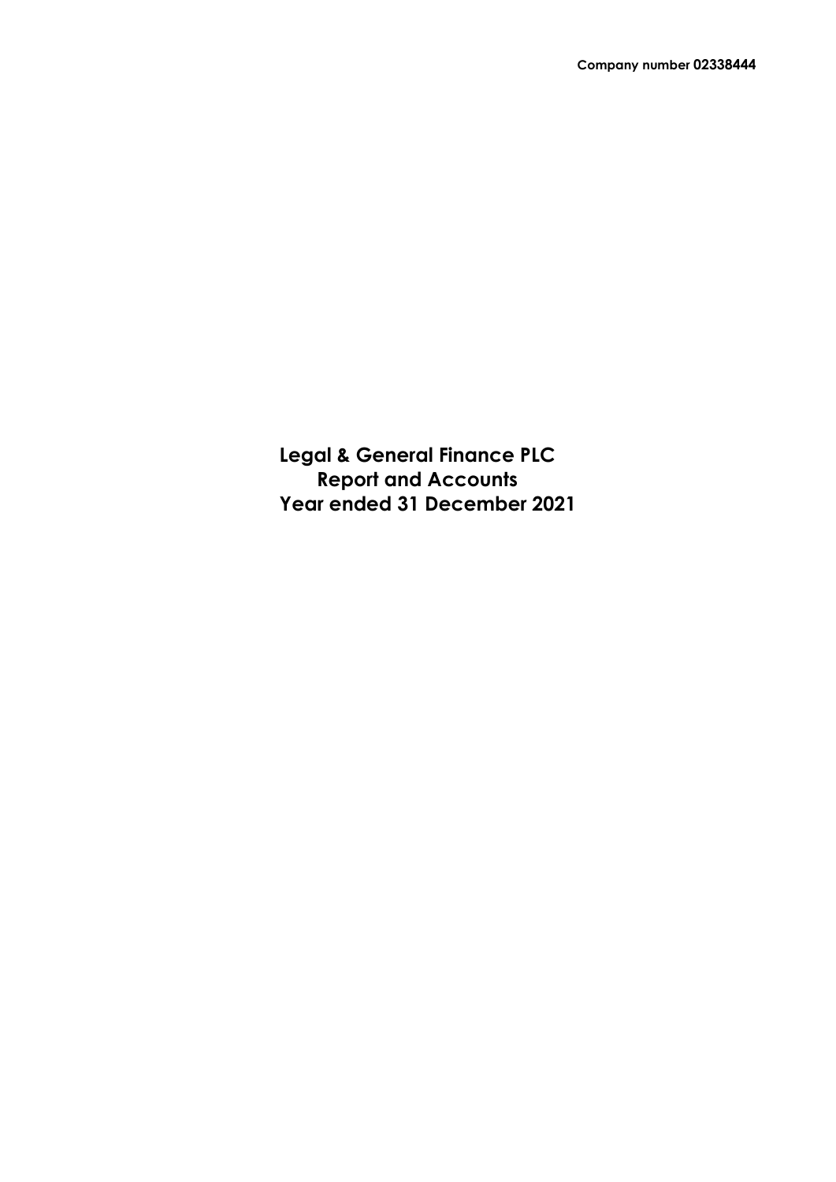**Company number 02338444**

# Legal & General Finance PLC
# Report and Accounts
# Year ended 31 December 2021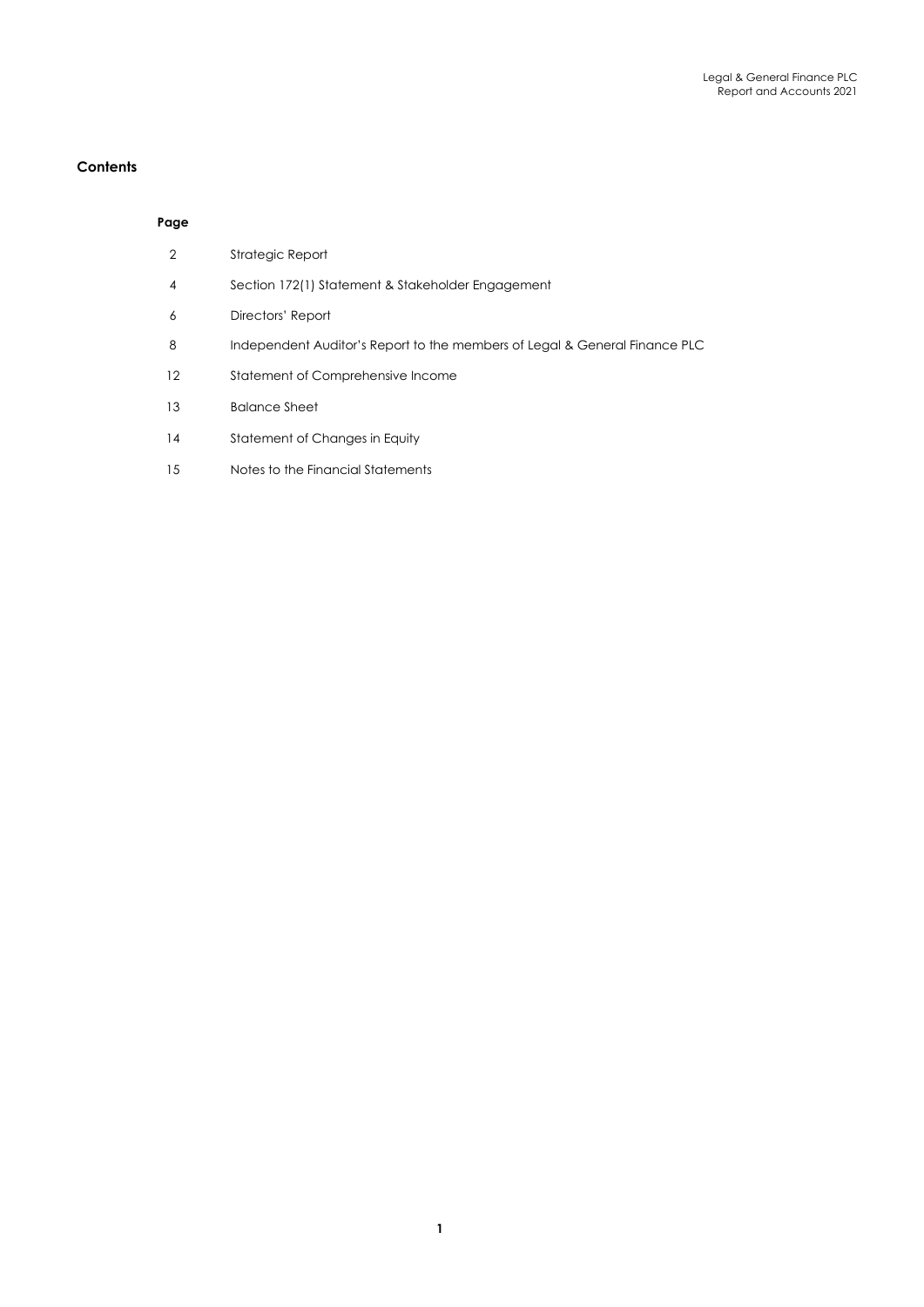## Contents

| Page | |
|---|---|
| 2 | Strategic Report |
| 4 | Section 172(1) Statement & Stakeholder Engagement |
| 6 | Directors' Report |
| 8 | Independent Auditor's Report to the members of Legal & General Finance PLC |
| 12 | Statement of Comprehensive Income |
| 13 | Balance Sheet |
| 14 | Statement of Changes in Equity |
| 15 | Notes to the Financial Statements |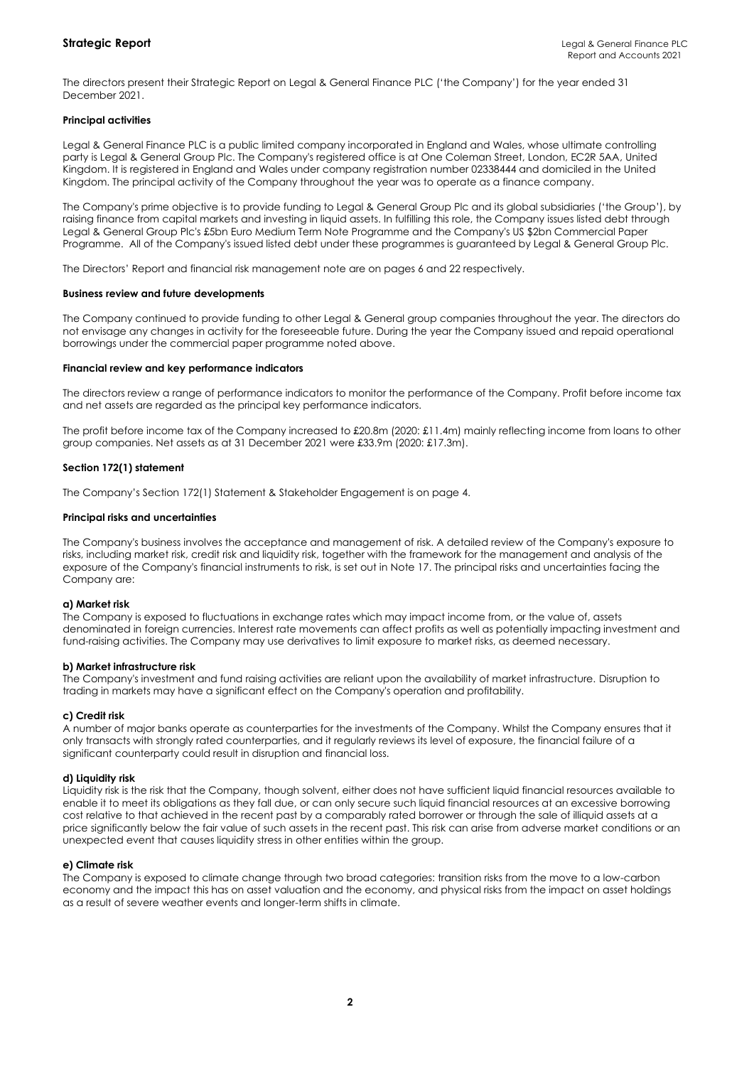# Strategic Report

The directors present their Strategic Report on Legal & General Finance PLC ('the Company') for the year ended 31 December 2021.

## Principal activities

Legal & General Finance PLC is a public limited company incorporated in England and Wales, whose ultimate controlling party is Legal & General Group Plc. The Company's registered office is at One Coleman Street, London, EC2R 5AA, United Kingdom. It is registered in England and Wales under company registration number 02338444 and domiciled in the United Kingdom. The principal activity of the Company throughout the year was to operate as a finance company.

The Company's prime objective is to provide funding to Legal & General Group Plc and its global subsidiaries ('the Group'), by raising finance from capital markets and investing in liquid assets. In fulfilling this role, the Company issues listed debt through Legal & General Group Plc's £5bn Euro Medium Term Note Programme and the Company's US $2bn Commercial Paper Programme. All of the Company's issued listed debt under these programmes is guaranteed by Legal & General Group Plc.

The Directors' Report and financial risk management note are on pages 6 and 22 respectively.

## Business review and future developments

The Company continued to provide funding to other Legal & General group companies throughout the year. The directors do not envisage any changes in activity for the foreseeable future. During the year the Company issued and repaid operational borrowings under the commercial paper programme noted above.

## Financial review and key performance indicators

The directors review a range of performance indicators to monitor the performance of the Company. Profit before income tax and net assets are regarded as the principal key performance indicators.

The profit before income tax of the Company increased to £20.8m (2020: £11.4m) mainly reflecting income from loans to other group companies. Net assets as at 31 December 2021 were £33.9m (2020: £17.3m).

## Section 172(1) statement

The Company's Section 172(1) Statement & Stakeholder Engagement is on page 4.

## Principal risks and uncertainties

The Company's business involves the acceptance and management of risk. A detailed review of the Company's exposure to risks, including market risk, credit risk and liquidity risk, together with the framework for the management and analysis of the exposure of the Company's financial instruments to risk, is set out in Note 17. The principal risks and uncertainties facing the Company are:

### a) Market risk

The Company is exposed to fluctuations in exchange rates which may impact income from, or the value of, assets denominated in foreign currencies. Interest rate movements can affect profits as well as potentially impacting investment and fund-raising activities. The Company may use derivatives to limit exposure to market risks, as deemed necessary.

### b) Market infrastructure risk

The Company's investment and fund raising activities are reliant upon the availability of market infrastructure. Disruption to trading in markets may have a significant effect on the Company's operation and profitability.

### c) Credit risk

A number of major banks operate as counterparties for the investments of the Company. Whilst the Company ensures that it only transacts with strongly rated counterparties, and it regularly reviews its level of exposure, the financial failure of a significant counterparty could result in disruption and financial loss.

### d) Liquidity risk

Liquidity risk is the risk that the Company, though solvent, either does not have sufficient liquid financial resources available to enable it to meet its obligations as they fall due, or can only secure such liquid financial resources at an excessive borrowing cost relative to that achieved in the recent past by a comparably rated borrower or through the sale of illiquid assets at a price significantly below the fair value of such assets in the recent past. This risk can arise from adverse market conditions or an unexpected event that causes liquidity stress in other entities within the group.

### e) Climate risk

The Company is exposed to climate change through two broad categories: transition risks from the move to a low-carbon economy and the impact this has on asset valuation and the economy, and physical risks from the impact on asset holdings as a result of severe weather events and longer-term shifts in climate.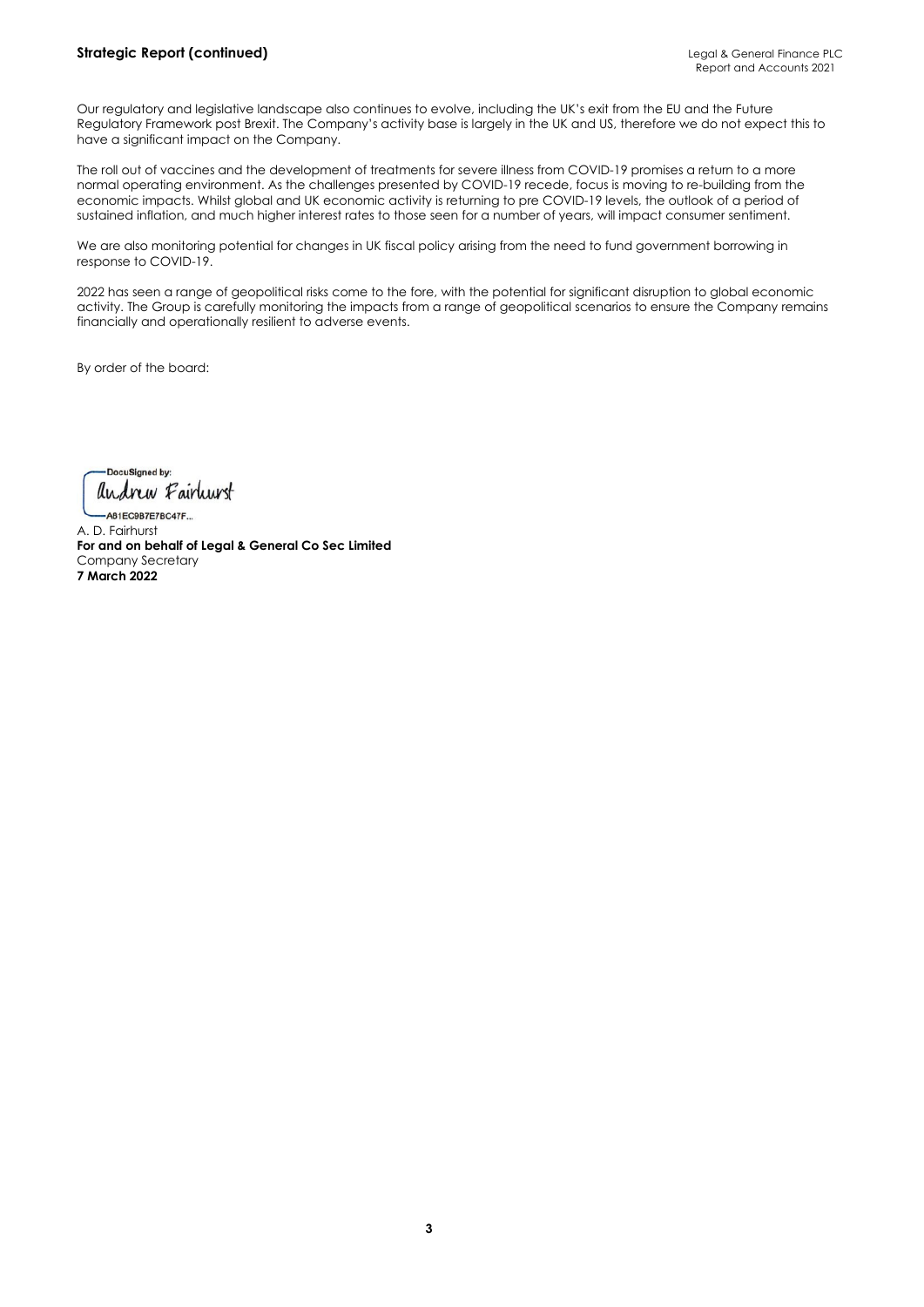## Strategic Report (continued)

Our regulatory and legislative landscape also continues to evolve, including the UK's exit from the EU and the Future Regulatory Framework post Brexit. The Company's activity base is largely in the UK and US, therefore we do not expect this to have a significant impact on the Company.

The roll out of vaccines and the development of treatments for severe illness from COVID-19 promises a return to a more normal operating environment. As the challenges presented by COVID-19 recede, focus is moving to re-building from the economic impacts. Whilst global and UK economic activity is returning to pre COVID-19 levels, the outlook of a period of sustained inflation, and much higher interest rates to those seen for a number of years, will impact consumer sentiment.

We are also monitoring potential for changes in UK fiscal policy arising from the need to fund government borrowing in response to COVID-19.

2022 has seen a range of geopolitical risks come to the fore, with the potential for significant disruption to global economic activity. The Group is carefully monitoring the impacts from a range of geopolitical scenarios to ensure the Company remains financially and operationally resilient to adverse events.

By order of the board:

DocuSigned by:
Andrew Fairhurst
A81EC9B7E7BC47F...

A. D. Fairhurst
**For and on behalf of Legal & General Co Sec Limited**
Company Secretary
**7 March 2022**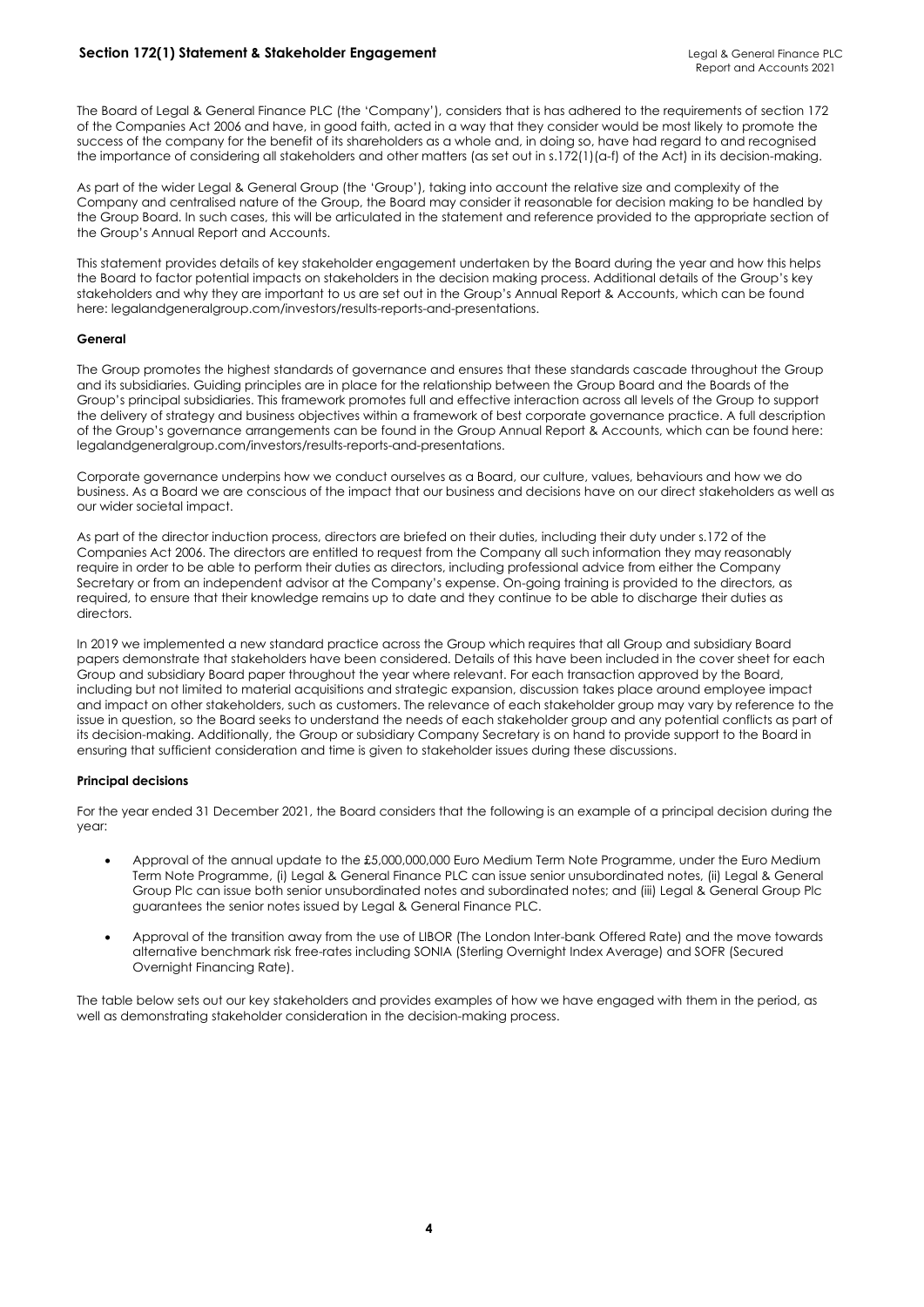## Section 172(1) Statement & Stakeholder Engagement

The Board of Legal & General Finance PLC (the 'Company'), considers that is has adhered to the requirements of section 172 of the Companies Act 2006 and have, in good faith, acted in a way that they consider would be most likely to promote the success of the company for the benefit of its shareholders as a whole and, in doing so, have had regard to and recognised the importance of considering all stakeholders and other matters (as set out in s.172(1)(a-f) of the Act) in its decision-making.

As part of the wider Legal & General Group (the 'Group'), taking into account the relative size and complexity of the Company and centralised nature of the Group, the Board may consider it reasonable for decision making to be handled by the Group Board. In such cases, this will be articulated in the statement and reference provided to the appropriate section of the Group's Annual Report and Accounts.

This statement provides details of key stakeholder engagement undertaken by the Board during the year and how this helps the Board to factor potential impacts on stakeholders in the decision making process. Additional details of the Group's key stakeholders and why they are important to us are set out in the Group's Annual Report & Accounts, which can be found here: legalandgeneralgroup.com/investors/results-reports-and-presentations.

### General

The Group promotes the highest standards of governance and ensures that these standards cascade throughout the Group and its subsidiaries. Guiding principles are in place for the relationship between the Group Board and the Boards of the Group's principal subsidiaries. This framework promotes full and effective interaction across all levels of the Group to support the delivery of strategy and business objectives within a framework of best corporate governance practice. A full description of the Group's governance arrangements can be found in the Group Annual Report & Accounts, which can be found here: legalandgeneralgroup.com/investors/results-reports-and-presentations.

Corporate governance underpins how we conduct ourselves as a Board, our culture, values, behaviours and how we do business. As a Board we are conscious of the impact that our business and decisions have on our direct stakeholders as well as our wider societal impact.

As part of the director induction process, directors are briefed on their duties, including their duty under s.172 of the Companies Act 2006. The directors are entitled to request from the Company all such information they may reasonably require in order to be able to perform their duties as directors, including professional advice from either the Company Secretary or from an independent advisor at the Company's expense. On-going training is provided to the directors, as required, to ensure that their knowledge remains up to date and they continue to be able to discharge their duties as directors.

In 2019 we implemented a new standard practice across the Group which requires that all Group and subsidiary Board papers demonstrate that stakeholders have been considered. Details of this have been included in the cover sheet for each Group and subsidiary Board paper throughout the year where relevant. For each transaction approved by the Board, including but not limited to material acquisitions and strategic expansion, discussion takes place around employee impact and impact on other stakeholders, such as customers. The relevance of each stakeholder group may vary by reference to the issue in question, so the Board seeks to understand the needs of each stakeholder group and any potential conflicts as part of its decision-making. Additionally, the Group or subsidiary Company Secretary is on hand to provide support to the Board in ensuring that sufficient consideration and time is given to stakeholder issues during these discussions.

### Principal decisions

For the year ended 31 December 2021, the Board considers that the following is an example of a principal decision during the year:

- Approval of the annual update to the £5,000,000,000 Euro Medium Term Note Programme, under the Euro Medium Term Note Programme, (i) Legal & General Finance PLC can issue senior unsubordinated notes, (ii) Legal & General Group Plc can issue both senior unsubordinated notes and subordinated notes; and (iii) Legal & General Group Plc guarantees the senior notes issued by Legal & General Finance PLC.
- Approval of the transition away from the use of LIBOR (The London Inter-bank Offered Rate) and the move towards alternative benchmark risk free-rates including SONIA (Sterling Overnight Index Average) and SOFR (Secured Overnight Financing Rate).

The table below sets out our key stakeholders and provides examples of how we have engaged with them in the period, as well as demonstrating stakeholder consideration in the decision-making process.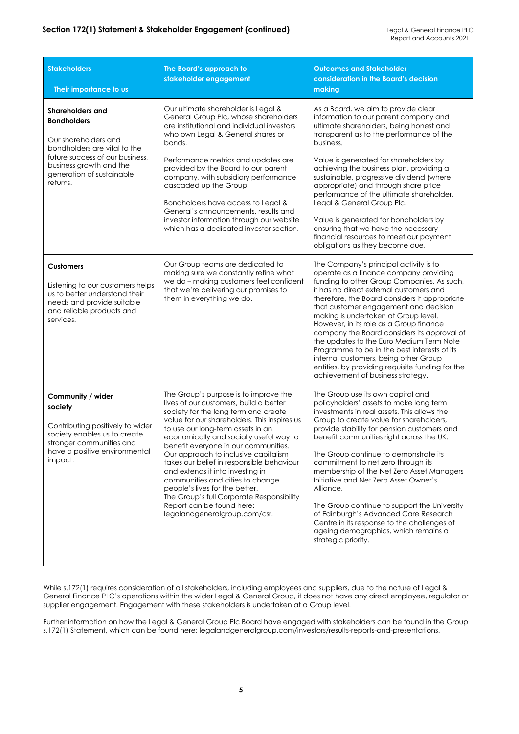## Section 172(1) Statement & Stakeholder Engagement (continued)

| Stakeholders<br><br>Their importance to us | The Board's approach to stakeholder engagement | Outcomes and Stakeholder consideration in the Board's decision making |
|---|---|---|
| **Shareholders and Bondholders**<br><br>Our shareholders and bondholders are vital to the future success of our business, business growth and the generation of sustainable returns. | Our ultimate shareholder is Legal & General Group Plc, whose shareholders are institutional and individual investors who own Legal & General shares or bonds.<br><br>Performance metrics and updates are provided by the Board to our parent company, with subsidiary performance cascaded up the Group.<br><br>Bondholders have access to Legal & General's announcements, results and investor information through our website which has a dedicated investor section. | As a Board, we aim to provide clear information to our parent company and ultimate shareholders, being honest and transparent as to the performance of the business.<br><br>Value is generated for shareholders by achieving the business plan, providing a sustainable, progressive dividend (where appropriate) and through share price performance of the ultimate shareholder, Legal & General Group Plc.<br><br>Value is generated for bondholders by ensuring that we have the necessary financial resources to meet our payment obligations as they become due. |
| **Customers**<br><br>Listening to our customers helps us to better understand their needs and provide suitable and reliable products and services. | Our Group teams are dedicated to making sure we constantly refine what we do – making customers feel confident that we're delivering our promises to them in everything we do. | The Company's principal activity is to operate as a finance company providing funding to other Group Companies. As such, it has no direct external customers and therefore, the Board considers it appropriate that customer engagement and decision making is undertaken at Group level. However, in its role as a Group finance company the Board considers its approval of the updates to the Euro Medium Term Note Programme to be in the best interests of its internal customers, being other Group entities, by providing requisite funding for the achievement of business strategy. |
| **Community / wider society**<br><br>Contributing positively to wider society enables us to create stronger communities and have a positive environmental impact. | The Group's purpose is to improve the lives of our customers, build a better society for the long term and create value for our shareholders. This inspires us to use our long-term assets in an economically and socially useful way to benefit everyone in our communities. Our approach to inclusive capitalism takes our belief in responsible behaviour and extends it into investing in communities and cities to change people's lives for the better.<br>The Group's full Corporate Responsibility Report can be found here: legalandgeneralgroup.com/csr. | The Group use its own capital and policyholders' assets to make long term investments in real assets. This allows the Group to create value for shareholders, provide stability for pension customers and benefit communities right across the UK.<br><br>The Group continue to demonstrate its commitment to net zero through its membership of the Net Zero Asset Managers Initiative and Net Zero Asset Owner's Alliance.<br><br>The Group continue to support the University of Edinburgh's Advanced Care Research Centre in its response to the challenges of ageing demographics, which remains a strategic priority. |

While s.172(1) requires consideration of all stakeholders, including employees and suppliers, due to the nature of Legal & General Finance PLC's operations within the wider Legal & General Group, it does not have any direct employee, regulator or supplier engagement. Engagement with these stakeholders is undertaken at a Group level.

Further information on how the Legal & General Group Plc Board have engaged with stakeholders can be found in the Group s.172(1) Statement, which can be found here: legalandgeneralgroup.com/investors/results-reports-and-presentations.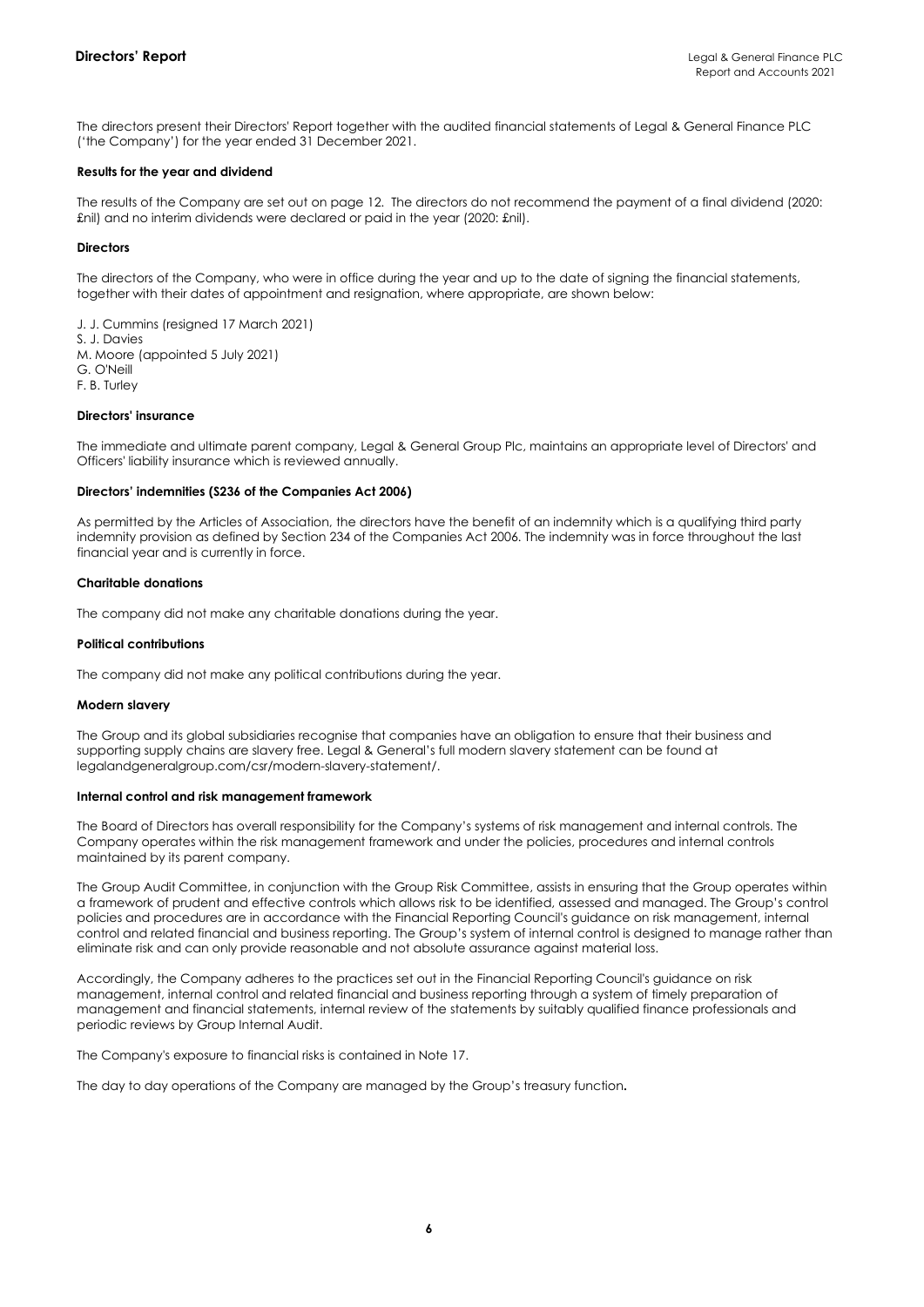# Directors' Report

The directors present their Directors' Report together with the audited financial statements of Legal & General Finance PLC ('the Company') for the year ended 31 December 2021.

### Results for the year and dividend

The results of the Company are set out on page 12. The directors do not recommend the payment of a final dividend (2020: £nil) and no interim dividends were declared or paid in the year (2020: £nil).

### Directors

The directors of the Company, who were in office during the year and up to the date of signing the financial statements, together with their dates of appointment and resignation, where appropriate, are shown below:

J. J. Cummins (resigned 17 March 2021)
S. J. Davies
M. Moore (appointed 5 July 2021)
G. O'Neill
F. B. Turley

### Directors' insurance

The immediate and ultimate parent company, Legal & General Group Plc, maintains an appropriate level of Directors' and Officers' liability insurance which is reviewed annually.

### Directors' indemnities (S236 of the Companies Act 2006)

As permitted by the Articles of Association, the directors have the benefit of an indemnity which is a qualifying third party indemnity provision as defined by Section 234 of the Companies Act 2006. The indemnity was in force throughout the last financial year and is currently in force.

### Charitable donations

The company did not make any charitable donations during the year.

### Political contributions

The company did not make any political contributions during the year.

### Modern slavery

The Group and its global subsidiaries recognise that companies have an obligation to ensure that their business and supporting supply chains are slavery free. Legal & General's full modern slavery statement can be found at legalandgeneralgroup.com/csr/modern-slavery-statement/.

### Internal control and risk management framework

The Board of Directors has overall responsibility for the Company's systems of risk management and internal controls. The Company operates within the risk management framework and under the policies, procedures and internal controls maintained by its parent company.

The Group Audit Committee, in conjunction with the Group Risk Committee, assists in ensuring that the Group operates within a framework of prudent and effective controls which allows risk to be identified, assessed and managed. The Group's control policies and procedures are in accordance with the Financial Reporting Council's guidance on risk management, internal control and related financial and business reporting. The Group's system of internal control is designed to manage rather than eliminate risk and can only provide reasonable and not absolute assurance against material loss.

Accordingly, the Company adheres to the practices set out in the Financial Reporting Council's guidance on risk management, internal control and related financial and business reporting through a system of timely preparation of management and financial statements, internal review of the statements by suitably qualified finance professionals and periodic reviews by Group Internal Audit.

The Company's exposure to financial risks is contained in Note 17.

The day to day operations of the Company are managed by the Group's treasury function.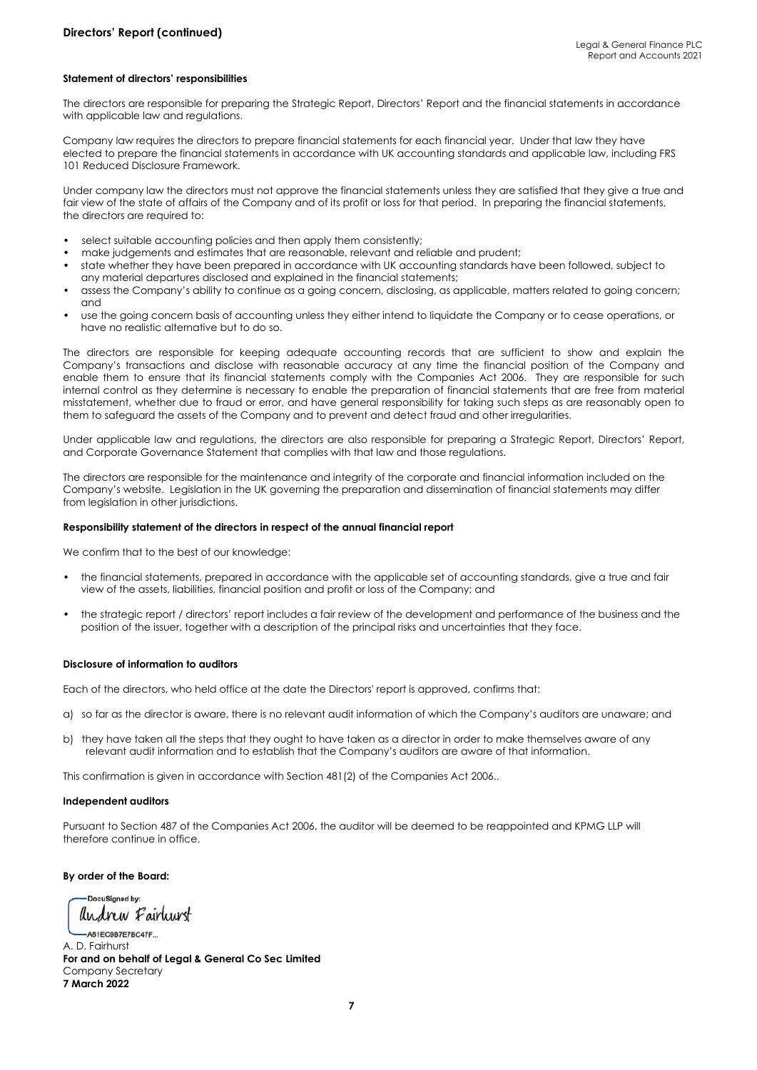## Directors' Report (continued)

### Statement of directors' responsibilities

The directors are responsible for preparing the Strategic Report, Directors' Report and the financial statements in accordance with applicable law and regulations.

Company law requires the directors to prepare financial statements for each financial year. Under that law they have elected to prepare the financial statements in accordance with UK accounting standards and applicable law, including FRS 101 Reduced Disclosure Framework.

Under company law the directors must not approve the financial statements unless they are satisfied that they give a true and fair view of the state of affairs of the Company and of its profit or loss for that period. In preparing the financial statements, the directors are required to:

- select suitable accounting policies and then apply them consistently;
- make judgements and estimates that are reasonable, relevant and reliable and prudent;
- state whether they have been prepared in accordance with UK accounting standards have been followed, subject to any material departures disclosed and explained in the financial statements;
- assess the Company's ability to continue as a going concern, disclosing, as applicable, matters related to going concern; and
- use the going concern basis of accounting unless they either intend to liquidate the Company or to cease operations, or have no realistic alternative but to do so.

The directors are responsible for keeping adequate accounting records that are sufficient to show and explain the Company's transactions and disclose with reasonable accuracy at any time the financial position of the Company and enable them to ensure that its financial statements comply with the Companies Act 2006. They are responsible for such internal control as they determine is necessary to enable the preparation of financial statements that are free from material misstatement, whether due to fraud or error, and have general responsibility for taking such steps as are reasonably open to them to safeguard the assets of the Company and to prevent and detect fraud and other irregularities.

Under applicable law and regulations, the directors are also responsible for preparing a Strategic Report, Directors' Report, and Corporate Governance Statement that complies with that law and those regulations.

The directors are responsible for the maintenance and integrity of the corporate and financial information included on the Company's website. Legislation in the UK governing the preparation and dissemination of financial statements may differ from legislation in other jurisdictions.

### Responsibility statement of the directors in respect of the annual financial report

We confirm that to the best of our knowledge:

- the financial statements, prepared in accordance with the applicable set of accounting standards, give a true and fair view of the assets, liabilities, financial position and profit or loss of the Company; and

- the strategic report / directors' report includes a fair review of the development and performance of the business and the position of the issuer, together with a description of the principal risks and uncertainties that they face.

### Disclosure of information to auditors

Each of the directors, who held office at the date the Directors' report is approved, confirms that:

a) so far as the director is aware, there is no relevant audit information of which the Company's auditors are unaware; and

b) they have taken all the steps that they ought to have taken as a director in order to make themselves aware of any relevant audit information and to establish that the Company's auditors are aware of that information.

This confirmation is given in accordance with Section 481(2) of the Companies Act 2006..

### Independent auditors

Pursuant to Section 487 of the Companies Act 2006, the auditor will be deemed to be reappointed and KPMG LLP will therefore continue in office.

**By order of the Board:**

DocuSigned by:
Andrew Fairhurst
A81EC9B7E7BC47F...

A. D. Fairhurst
**For and on behalf of Legal & General Co Sec Limited**
Company Secretary
**7 March 2022**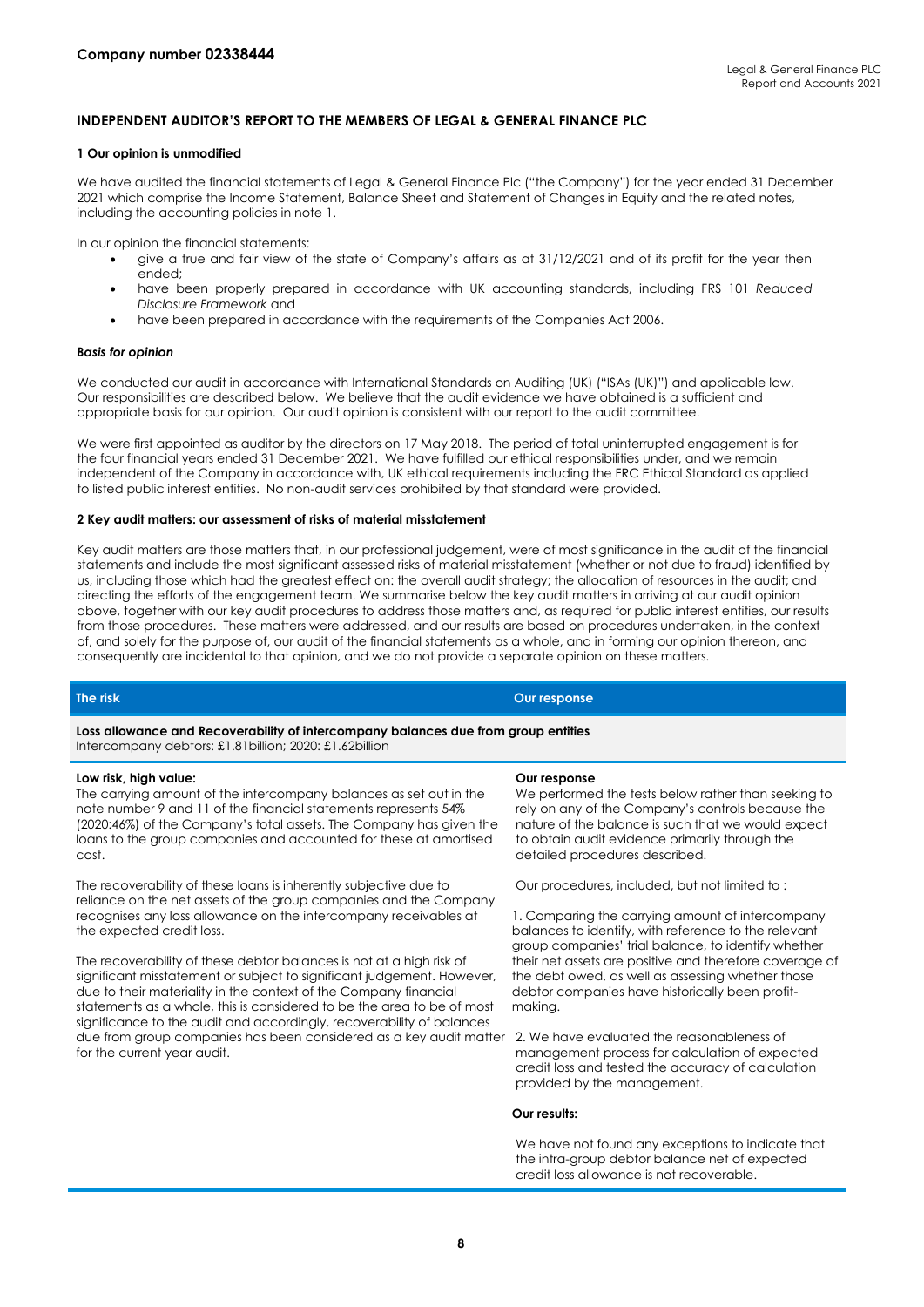**Company number 02338444**

## INDEPENDENT AUDITOR'S REPORT TO THE MEMBERS OF LEGAL & GENERAL FINANCE PLC

### 1 Our opinion is unmodified

We have audited the financial statements of Legal & General Finance Plc ("the Company") for the year ended 31 December 2021 which comprise the Income Statement, Balance Sheet and Statement of Changes in Equity and the related notes, including the accounting policies in note 1.

In our opinion the financial statements:

- give a true and fair view of the state of Company's affairs as at 31/12/2021 and of its profit for the year then ended;
- have been properly prepared in accordance with UK accounting standards, including FRS 101 *Reduced Disclosure Framework* and
- have been prepared in accordance with the requirements of the Companies Act 2006.

***Basis for opinion***

We conducted our audit in accordance with International Standards on Auditing (UK) ("ISAs (UK)") and applicable law. Our responsibilities are described below. We believe that the audit evidence we have obtained is a sufficient and appropriate basis for our opinion. Our audit opinion is consistent with our report to the audit committee.

We were first appointed as auditor by the directors on 17 May 2018. The period of total uninterrupted engagement is for the four financial years ended 31 December 2021. We have fulfilled our ethical responsibilities under, and we remain independent of the Company in accordance with, UK ethical requirements including the FRC Ethical Standard as applied to listed public interest entities. No non-audit services prohibited by that standard were provided.

### 2 Key audit matters: our assessment of risks of material misstatement

Key audit matters are those matters that, in our professional judgement, were of most significance in the audit of the financial statements and include the most significant assessed risks of material misstatement (whether or not due to fraud) identified by us, including those which had the greatest effect on: the overall audit strategy; the allocation of resources in the audit; and directing the efforts of the engagement team. We summarise below the key audit matters in arriving at our audit opinion above, together with our key audit procedures to address those matters and, as required for public interest entities, our results from those procedures. These matters were addressed, and our results are based on procedures undertaken, in the context of, and solely for the purpose of, our audit of the financial statements as a whole, and in forming our opinion thereon, and consequently are incidental to that opinion, and we do not provide a separate opinion on these matters.

| The risk | Our response |
|---|---|
| **Loss allowance and Recoverability of intercompany balances due from group entities**<br>Intercompany debtors: £1.81billion; 2020: £1.62billion | |
| **Low risk, high value:**<br>The carrying amount of the intercompany balances as set out in the note number 9 and 11 of the financial statements represents 54% (2020:46%) of the Company's total assets. The Company has given the loans to the group companies and accounted for these at amortised cost.<br><br>The recoverability of these loans is inherently subjective due to reliance on the net assets of the group companies and the Company recognises any loss allowance on the intercompany receivables at the expected credit loss.<br><br>The recoverability of these debtor balances is not at a high risk of significant misstatement or subject to significant judgement. However, due to their materiality in the context of the Company financial statements as a whole, this is considered to be the area to be of most significance to the audit and accordingly, recoverability of balances due from group companies has been considered as a key audit matter for the current year audit. | **Our response**<br>We performed the tests below rather than seeking to rely on any of the Company's controls because the nature of the balance is such that we would expect to obtain audit evidence primarily through the detailed procedures described.<br><br>Our procedures, included, but not limited to :<br><br>1. Comparing the carrying amount of intercompany balances to identify, with reference to the relevant group companies' trial balance, to identify whether their net assets are positive and therefore coverage of the debt owed, as well as assessing whether those debtor companies have historically been profit-making.<br><br>2. We have evaluated the reasonableness of management process for calculation of expected credit loss and tested the accuracy of calculation provided by the management.<br><br>**Our results:**<br><br>We have not found any exceptions to indicate that the intra-group debtor balance net of expected credit loss allowance is not recoverable. |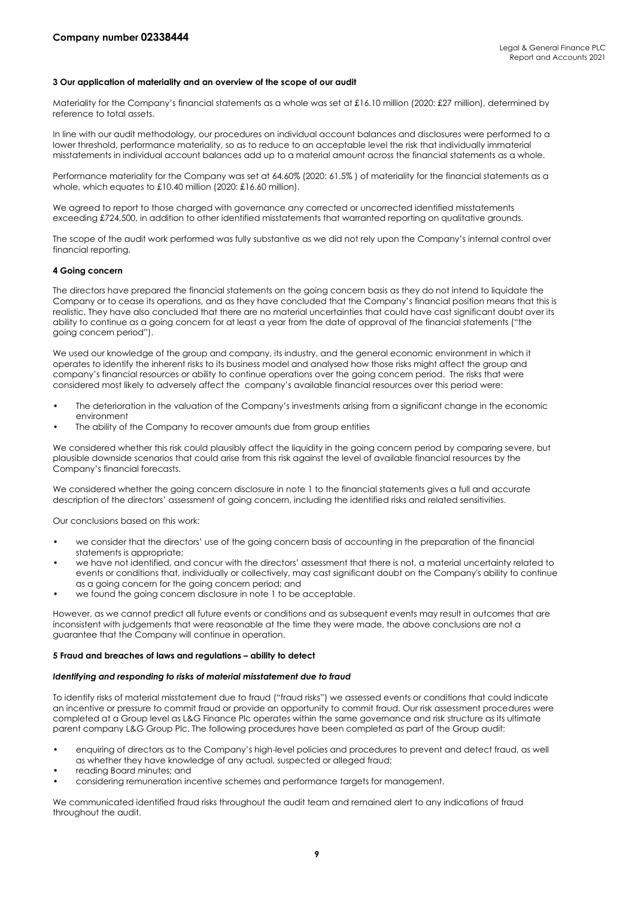**3 Our application of materiality and an overview of the scope of our audit**

Materiality for the Company's financial statements as a whole was set at £16.10 million (2020: £27 million), determined by reference to total assets.

In line with our audit methodology, our procedures on individual account balances and disclosures were performed to a lower threshold, performance materiality, so as to reduce to an acceptable level the risk that individually immaterial misstatements in individual account balances add up to a material amount across the financial statements as a whole.

Performance materiality for the Company was set at 64.60% (2020: 61.5% ) of materiality for the financial statements as a whole, which equates to £10.40 million (2020: £16.60 million).

We agreed to report to those charged with governance any corrected or uncorrected identified misstatements exceeding £724,500, in addition to other identified misstatements that warranted reporting on qualitative grounds.

The scope of the audit work performed was fully substantive as we did not rely upon the Company's internal control over financial reporting.

**4 Going concern**

The directors have prepared the financial statements on the going concern basis as they do not intend to liquidate the Company or to cease its operations, and as they have concluded that the Company's financial position means that this is realistic. They have also concluded that there are no material uncertainties that could have cast significant doubt over its ability to continue as a going concern for at least a year from the date of approval of the financial statements ("the going concern period").

We used our knowledge of the group and company, its industry, and the general economic environment in which it operates to identify the inherent risks to its business model and analysed how those risks might affect the group and company's financial resources or ability to continue operations over the going concern period. The risks that were considered most likely to adversely affect the company's available financial resources over this period were:

- The deterioration in the valuation of the Company's investments arising from a significant change in the economic environment
- The ability of the Company to recover amounts due from group entities

We considered whether this risk could plausibly affect the liquidity in the going concern period by comparing severe, but plausible downside scenarios that could arise from this risk against the level of available financial resources by the Company's financial forecasts.

We considered whether the going concern disclosure in note 1 to the financial statements gives a full and accurate description of the directors' assessment of going concern, including the identified risks and related sensitivities.

Our conclusions based on this work:

- we consider that the directors' use of the going concern basis of accounting in the preparation of the financial statements is appropriate;
- we have not identified, and concur with the directors' assessment that there is not, a material uncertainty related to events or conditions that, individually or collectively, may cast significant doubt on the Company's ability to continue as a going concern for the going concern period; and
- we found the going concern disclosure in note 1 to be acceptable.

However, as we cannot predict all future events or conditions and as subsequent events may result in outcomes that are inconsistent with judgements that were reasonable at the time they were made, the above conclusions are not a guarantee that the Company will continue in operation.

**5 Fraud and breaches of laws and regulations – ability to detect**

***Identifying and responding to risks of material misstatement due to fraud***

To identify risks of material misstatement due to fraud ("fraud risks") we assessed events or conditions that could indicate an incentive or pressure to commit fraud or provide an opportunity to commit fraud. Our risk assessment procedures were completed at a Group level as L&G Finance Plc operates within the same governance and risk structure as its ultimate parent company L&G Group Plc. The following procedures have been completed as part of the Group audit:

- enquiring of directors as to the Company's high-level policies and procedures to prevent and detect fraud, as well as whether they have knowledge of any actual, suspected or alleged fraud;
- reading Board minutes; and
- considering remuneration incentive schemes and performance targets for management.

We communicated identified fraud risks throughout the audit team and remained alert to any indications of fraud throughout the audit.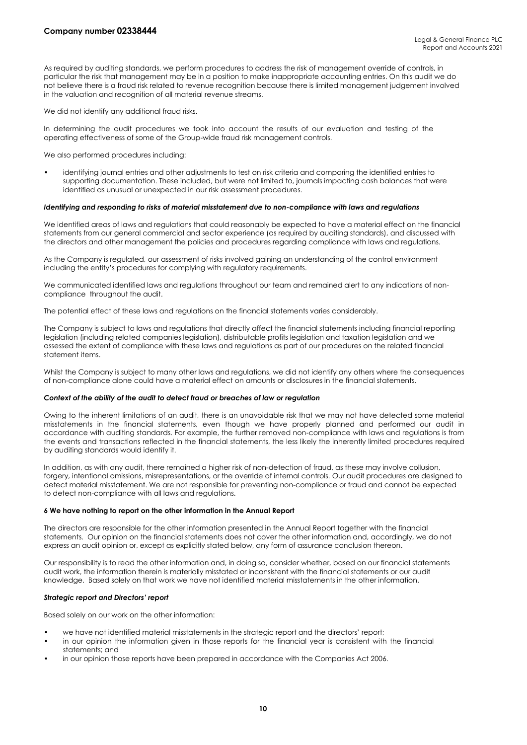As required by auditing standards, we perform procedures to address the risk of management override of controls, in particular the risk that management may be in a position to make inappropriate accounting entries. On this audit we do not believe there is a fraud risk related to revenue recognition because there is limited management judgement involved in the valuation and recognition of all material revenue streams.

We did not identify any additional fraud risks.

In determining the audit procedures we took into account the results of our evaluation and testing of the operating effectiveness of some of the Group-wide fraud risk management controls.

We also performed procedures including:

- identifying journal entries and other adjustments to test on risk criteria and comparing the identified entries to supporting documentation. These included, but were not limited to, journals impacting cash balances that were identified as unusual or unexpected in our risk assessment procedures.

***Identifying and responding to risks of material misstatement due to non-compliance with laws and regulations***

We identified areas of laws and regulations that could reasonably be expected to have a material effect on the financial statements from our general commercial and sector experience (as required by auditing standards), and discussed with the directors and other management the policies and procedures regarding compliance with laws and regulations.

As the Company is regulated, our assessment of risks involved gaining an understanding of the control environment including the entity's procedures for complying with regulatory requirements.

We communicated identified laws and regulations throughout our team and remained alert to any indications of non-compliance throughout the audit.

The potential effect of these laws and regulations on the financial statements varies considerably.

The Company is subject to laws and regulations that directly affect the financial statements including financial reporting legislation (including related companies legislation), distributable profits legislation and taxation legislation and we assessed the extent of compliance with these laws and regulations as part of our procedures on the related financial statement items.

Whilst the Company is subject to many other laws and regulations, we did not identify any others where the consequences of non-compliance alone could have a material effect on amounts or disclosures in the financial statements.

***Context of the ability of the audit to detect fraud or breaches of law or regulation***

Owing to the inherent limitations of an audit, there is an unavoidable risk that we may not have detected some material misstatements in the financial statements, even though we have properly planned and performed our audit in accordance with auditing standards. For example, the further removed non-compliance with laws and regulations is from the events and transactions reflected in the financial statements, the less likely the inherently limited procedures required by auditing standards would identify it.

In addition, as with any audit, there remained a higher risk of non-detection of fraud, as these may involve collusion, forgery, intentional omissions, misrepresentations, or the override of internal controls. Our audit procedures are designed to detect material misstatement. We are not responsible for preventing non-compliance or fraud and cannot be expected to detect non-compliance with all laws and regulations.

**6 We have nothing to report on the other information in the Annual Report**

The directors are responsible for the other information presented in the Annual Report together with the financial statements. Our opinion on the financial statements does not cover the other information and, accordingly, we do not express an audit opinion or, except as explicitly stated below, any form of assurance conclusion thereon.

Our responsibility is to read the other information and, in doing so, consider whether, based on our financial statements audit work, the information therein is materially misstated or inconsistent with the financial statements or our audit knowledge. Based solely on that work we have not identified material misstatements in the other information.

***Strategic report and Directors' report***

Based solely on our work on the other information:

- we have not identified material misstatements in the strategic report and the directors' report;
- in our opinion the information given in those reports for the financial year is consistent with the financial statements; and
- in our opinion those reports have been prepared in accordance with the Companies Act 2006.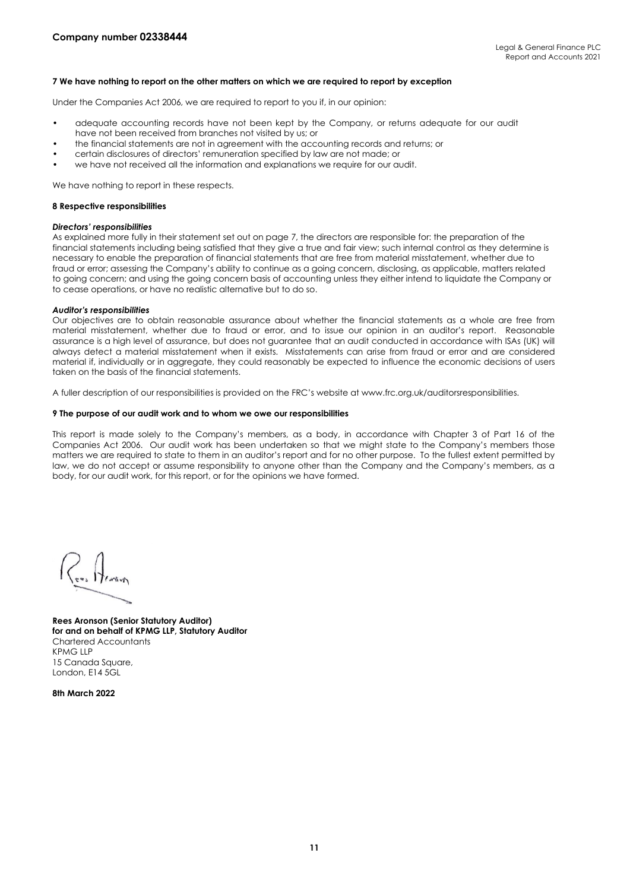**Company number 02338444**

### 7 We have nothing to report on the other matters on which we are required to report by exception

Under the Companies Act 2006, we are required to report to you if, in our opinion:

- adequate accounting records have not been kept by the Company, or returns adequate for our audit have not been received from branches not visited by us; or
- the financial statements are not in agreement with the accounting records and returns; or
- certain disclosures of directors' remuneration specified by law are not made; or
- we have not received all the information and explanations we require for our audit.

We have nothing to report in these respects.

### 8 Respective responsibilities

***Directors' responsibilities***

As explained more fully in their statement set out on page 7, the directors are responsible for: the preparation of the financial statements including being satisfied that they give a true and fair view; such internal control as they determine is necessary to enable the preparation of financial statements that are free from material misstatement, whether due to fraud or error; assessing the Company's ability to continue as a going concern, disclosing, as applicable, matters related to going concern; and using the going concern basis of accounting unless they either intend to liquidate the Company or to cease operations, or have no realistic alternative but to do so.

***Auditor's responsibilities***

Our objectives are to obtain reasonable assurance about whether the financial statements as a whole are free from material misstatement, whether due to fraud or error, and to issue our opinion in an auditor's report. Reasonable assurance is a high level of assurance, but does not guarantee that an audit conducted in accordance with ISAs (UK) will always detect a material misstatement when it exists. Misstatements can arise from fraud or error and are considered material if, individually or in aggregate, they could reasonably be expected to influence the economic decisions of users taken on the basis of the financial statements.

A fuller description of our responsibilities is provided on the FRC's website at www.frc.org.uk/auditorsresponsibilities.

### 9 The purpose of our audit work and to whom we owe our responsibilities

This report is made solely to the Company's members, as a body, in accordance with Chapter 3 of Part 16 of the Companies Act 2006. Our audit work has been undertaken so that we might state to the Company's members those matters we are required to state to them in an auditor's report and for no other purpose. To the fullest extent permitted by law, we do not accept or assume responsibility to anyone other than the Company and the Company's members, as a body, for our audit work, for this report, or for the opinions we have formed.

**Rees Aronson (Senior Statutory Auditor)**
**for and on behalf of KPMG LLP, Statutory Auditor**
Chartered Accountants
KPMG LLP
15 Canada Square,
London, E14 5GL

**8th March 2022**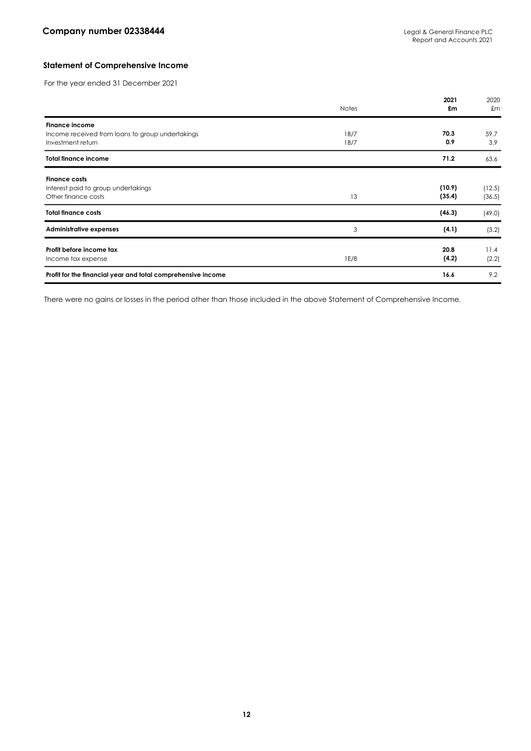## Statement of Comprehensive Income

For the year ended 31 December 2021

| | Notes | 2021 £m | 2020 £m |
|---|---|---|---|
| **Finance income** | | | |
| Income received from loans to group undertakings | 1B/7 | **70.3** | 59.7 |
| Investment return | 1B/7 | **0.9** | 3.9 |
| **Total finance income** | | **71.2** | 63.6 |
| **Finance costs** | | | |
| Interest paid to group undertakings | | **(10.9)** | (12.5) |
| Other finance costs | 13 | **(35.4)** | (36.5) |
| **Total finance costs** | | **(46.3)** | (49.0) |
| **Administrative expenses** | 3 | **(4.1)** | (3.2) |
| **Profit before income tax** | | **20.8** | 11.4 |
| Income tax expense | 1E/8 | **(4.2)** | (2.2) |
| **Profit for the financial year and total comprehensive income** | | **16.6** | 9.2 |

There were no gains or losses in the period other than those included in the above Statement of Comprehensive Income.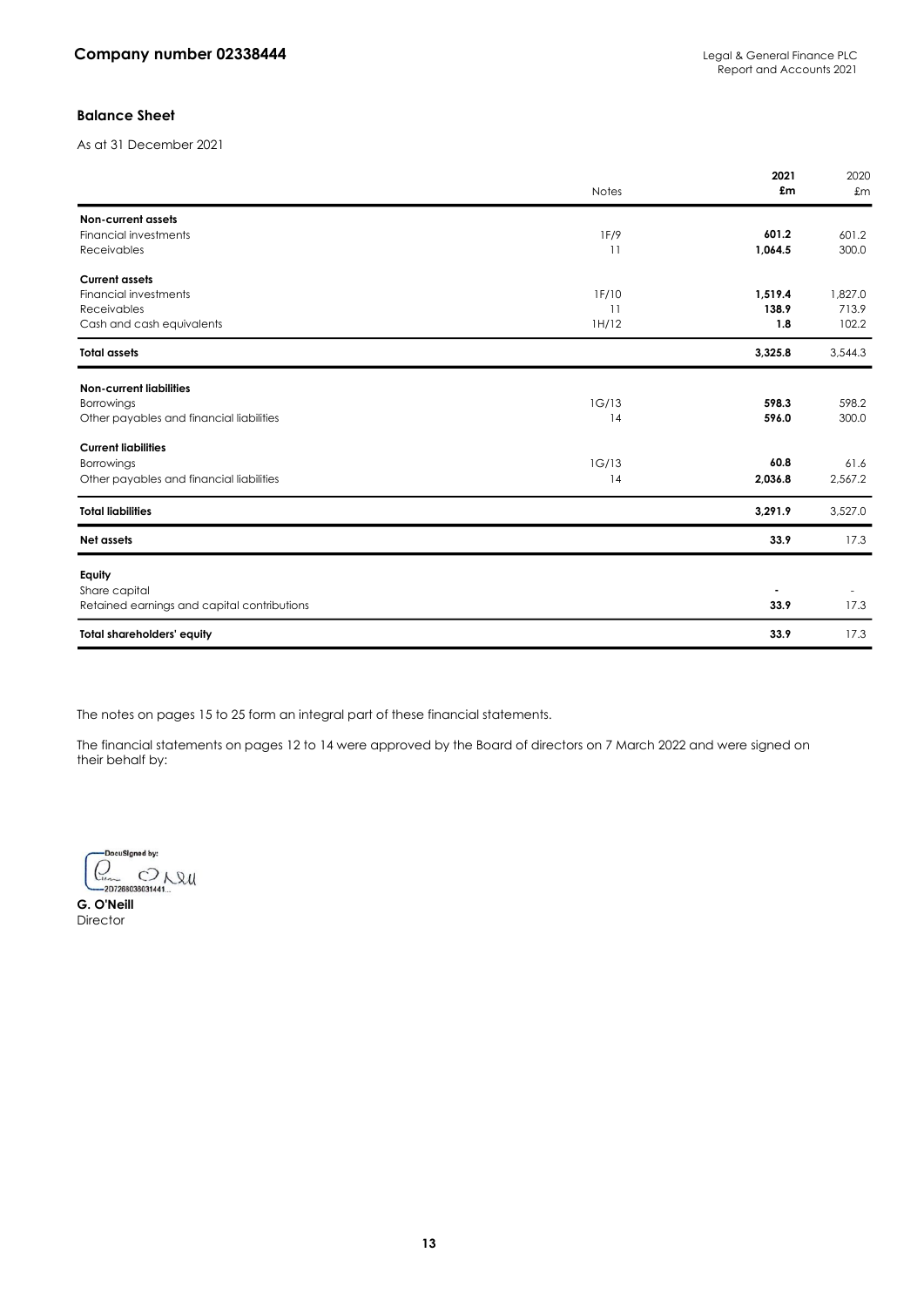Company number 02338444

## Balance Sheet

As at 31 December 2021

| | Notes | 2021 £m | 2020 £m |
|---|---|---|---|
| **Non-current assets** | | | |
| Financial investments | 1F/9 | **601.2** | 601.2 |
| Receivables | 11 | **1,064.5** | 300.0 |
| **Current assets** | | | |
| Financial investments | 1F/10 | **1,519.4** | 1,827.0 |
| Receivables | 11 | **138.9** | 713.9 |
| Cash and cash equivalents | 1H/12 | **1.8** | 102.2 |
| **Total assets** | | **3,325.8** | 3,544.3 |
| **Non-current liabilities** | | | |
| Borrowings | 1G/13 | **598.3** | 598.2 |
| Other payables and financial liabilities | 14 | **596.0** | 300.0 |
| **Current liabilities** | | | |
| Borrowings | 1G/13 | **60.8** | 61.6 |
| Other payables and financial liabilities | 14 | **2,036.8** | 2,567.2 |
| **Total liabilities** | | **3,291.9** | 3,527.0 |
| **Net assets** | | **33.9** | 17.3 |
| **Equity** | | | |
| Share capital | | **-** | - |
| Retained earnings and capital contributions | | **33.9** | 17.3 |
| **Total shareholders' equity** | | **33.9** | 17.3 |

The notes on pages 15 to 25 form an integral part of these financial statements.

The financial statements on pages 12 to 14 were approved by the Board of directors on 7 March 2022 and were signed on their behalf by:

DocuSigned by:
207268038031441...

**G. O'Neill**
Director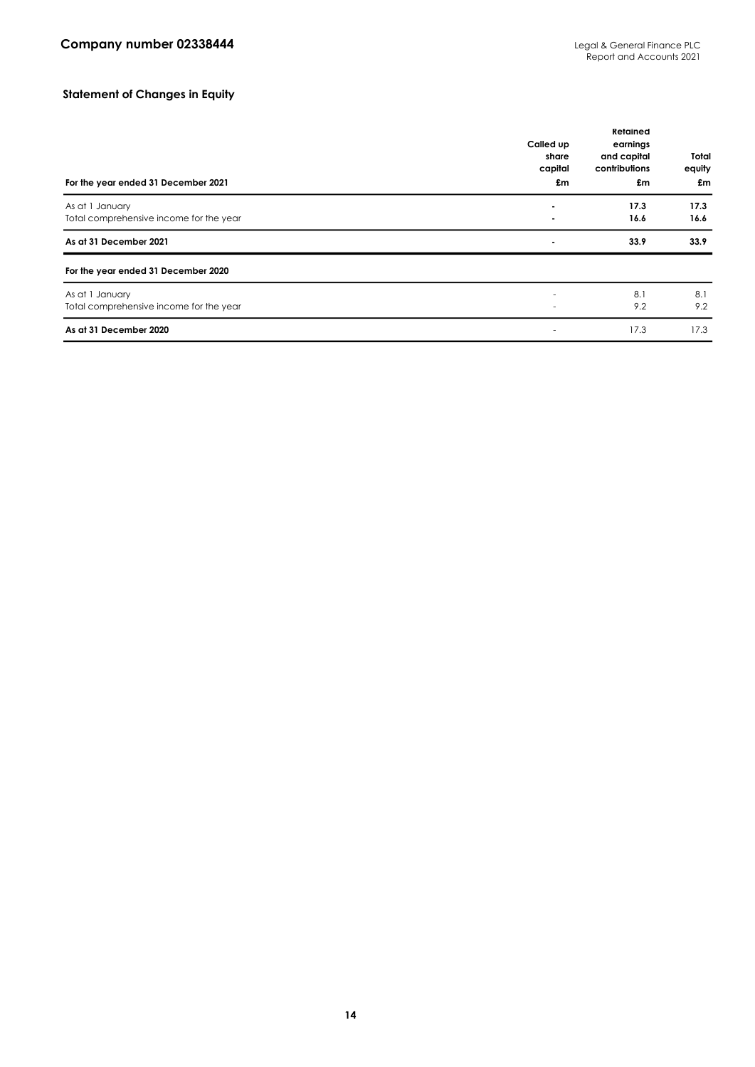## Statement of Changes in Equity

| For the year ended 31 December 2021 | Called up share capital £m | Retained earnings and capital contributions £m | Total equity £m |
|---|---|---|---|
| As at 1 January | **-** | **17.3** | **17.3** |
| Total comprehensive income for the year | **-** | **16.6** | **16.6** |
| **As at 31 December 2021** | **-** | **33.9** | **33.9** |
| **For the year ended 31 December 2020** | | | |
| As at 1 January | - | 8.1 | 8.1 |
| Total comprehensive income for the year | - | 9.2 | 9.2 |
| **As at 31 December 2020** | - | 17.3 | 17.3 |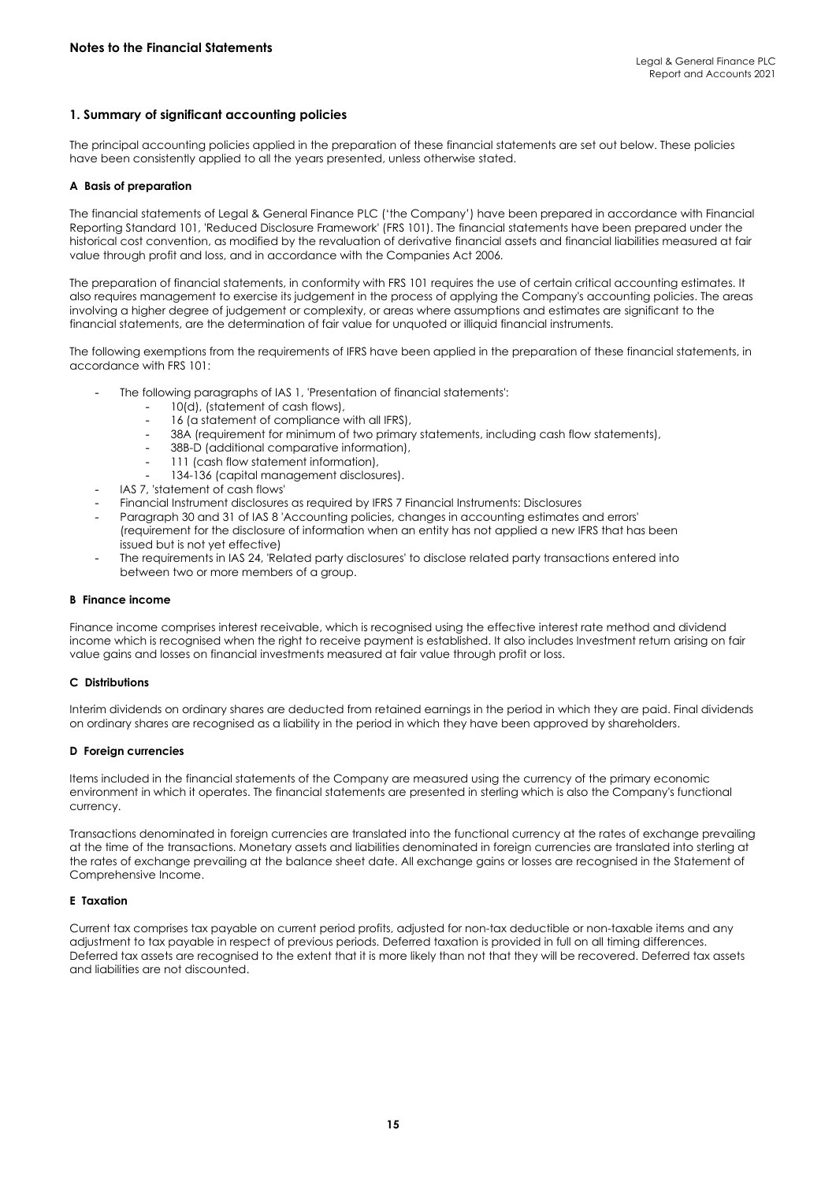## Notes to the Financial Statements

### 1. Summary of significant accounting policies

The principal accounting policies applied in the preparation of these financial statements are set out below. These policies have been consistently applied to all the years presented, unless otherwise stated.

#### A Basis of preparation

The financial statements of Legal & General Finance PLC ('the Company') have been prepared in accordance with Financial Reporting Standard 101, 'Reduced Disclosure Framework' (FRS 101). The financial statements have been prepared under the historical cost convention, as modified by the revaluation of derivative financial assets and financial liabilities measured at fair value through profit and loss, and in accordance with the Companies Act 2006.

The preparation of financial statements, in conformity with FRS 101 requires the use of certain critical accounting estimates. It also requires management to exercise its judgement in the process of applying the Company's accounting policies. The areas involving a higher degree of judgement or complexity, or areas where assumptions and estimates are significant to the financial statements, are the determination of fair value for unquoted or illiquid financial instruments.

The following exemptions from the requirements of IFRS have been applied in the preparation of these financial statements, in accordance with FRS 101:

- The following paragraphs of IAS 1, 'Presentation of financial statements':
  - 10(d), (statement of cash flows),
  - 16 (a statement of compliance with all IFRS),
  - 38A (requirement for minimum of two primary statements, including cash flow statements),
  - 38B-D (additional comparative information),
  - 111 (cash flow statement information),
  - 134-136 (capital management disclosures).
- IAS 7, 'statement of cash flows'
- Financial Instrument disclosures as required by IFRS 7 Financial Instruments: Disclosures
- Paragraph 30 and 31 of IAS 8 'Accounting policies, changes in accounting estimates and errors' (requirement for the disclosure of information when an entity has not applied a new IFRS that has been issued but is not yet effective)
- The requirements in IAS 24, 'Related party disclosures' to disclose related party transactions entered into between two or more members of a group.

#### B Finance income

Finance income comprises interest receivable, which is recognised using the effective interest rate method and dividend income which is recognised when the right to receive payment is established. It also includes Investment return arising on fair value gains and losses on financial investments measured at fair value through profit or loss.

#### C Distributions

Interim dividends on ordinary shares are deducted from retained earnings in the period in which they are paid. Final dividends on ordinary shares are recognised as a liability in the period in which they have been approved by shareholders.

#### D Foreign currencies

Items included in the financial statements of the Company are measured using the currency of the primary economic environment in which it operates. The financial statements are presented in sterling which is also the Company's functional currency.

Transactions denominated in foreign currencies are translated into the functional currency at the rates of exchange prevailing at the time of the transactions. Monetary assets and liabilities denominated in foreign currencies are translated into sterling at the rates of exchange prevailing at the balance sheet date. All exchange gains or losses are recognised in the Statement of Comprehensive Income.

#### E Taxation

Current tax comprises tax payable on current period profits, adjusted for non-tax deductible or non-taxable items and any adjustment to tax payable in respect of previous periods. Deferred taxation is provided in full on all timing differences. Deferred tax assets are recognised to the extent that it is more likely than not that they will be recovered. Deferred tax assets and liabilities are not discounted.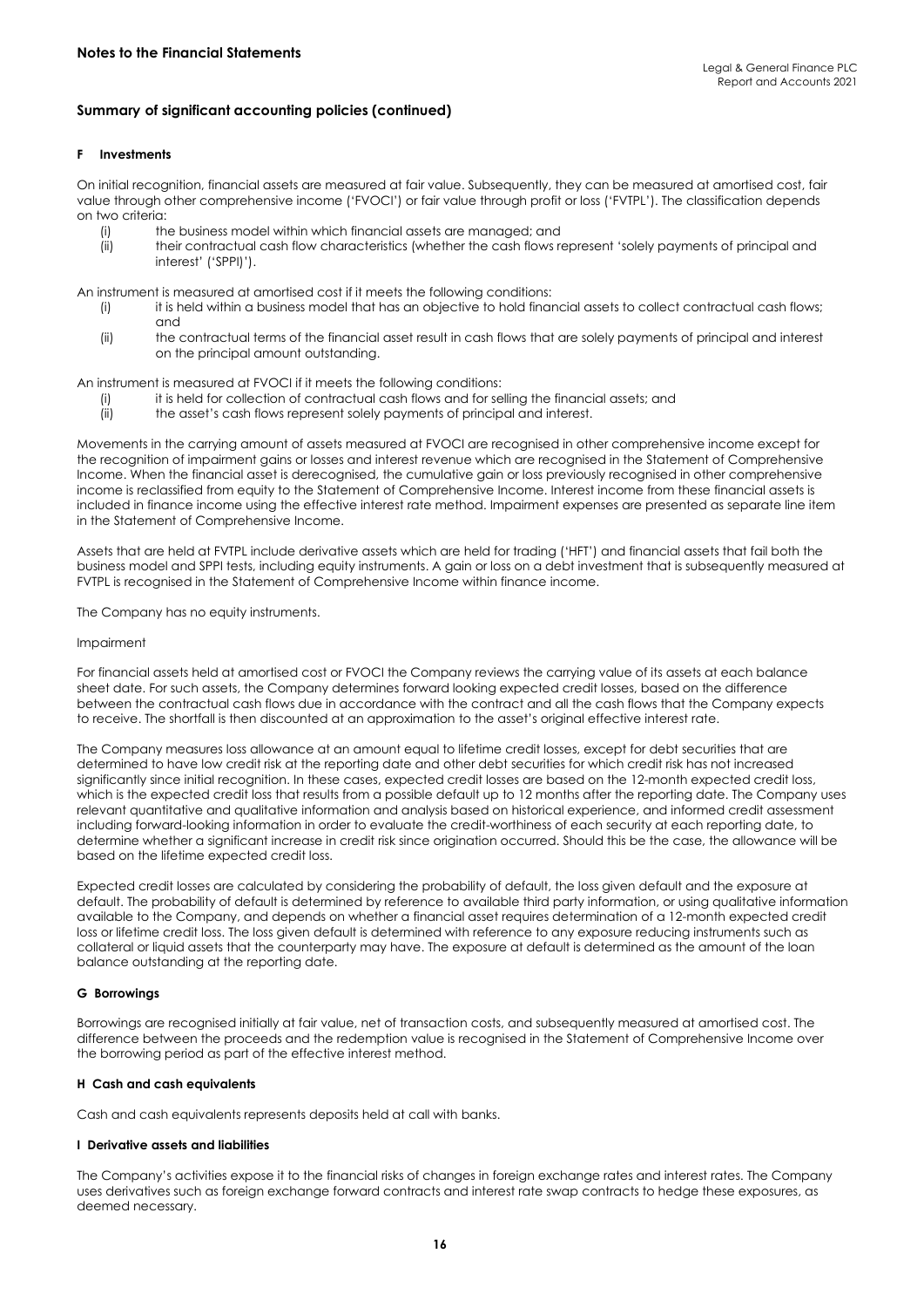## Summary of significant accounting policies (continued)

### F Investments

On initial recognition, financial assets are measured at fair value. Subsequently, they can be measured at amortised cost, fair value through other comprehensive income ('FVOCI') or fair value through profit or loss ('FVTPL'). The classification depends on two criteria:

- (i) the business model within which financial assets are managed; and
- (ii) their contractual cash flow characteristics (whether the cash flows represent 'solely payments of principal and interest' ('SPPI)').

An instrument is measured at amortised cost if it meets the following conditions:

- (i) it is held within a business model that has an objective to hold financial assets to collect contractual cash flows; and
- (ii) the contractual terms of the financial asset result in cash flows that are solely payments of principal and interest on the principal amount outstanding.

An instrument is measured at FVOCI if it meets the following conditions:

- (i) it is held for collection of contractual cash flows and for selling the financial assets; and
- (ii) the asset's cash flows represent solely payments of principal and interest.

Movements in the carrying amount of assets measured at FVOCI are recognised in other comprehensive income except for the recognition of impairment gains or losses and interest revenue which are recognised in the Statement of Comprehensive Income. When the financial asset is derecognised, the cumulative gain or loss previously recognised in other comprehensive income is reclassified from equity to the Statement of Comprehensive Income. Interest income from these financial assets is included in finance income using the effective interest rate method. Impairment expenses are presented as separate line item in the Statement of Comprehensive Income.

Assets that are held at FVTPL include derivative assets which are held for trading ('HFT') and financial assets that fail both the business model and SPPI tests, including equity instruments. A gain or loss on a debt investment that is subsequently measured at FVTPL is recognised in the Statement of Comprehensive Income within finance income.

The Company has no equity instruments.

Impairment

For financial assets held at amortised cost or FVOCI the Company reviews the carrying value of its assets at each balance sheet date. For such assets, the Company determines forward looking expected credit losses, based on the difference between the contractual cash flows due in accordance with the contract and all the cash flows that the Company expects to receive. The shortfall is then discounted at an approximation to the asset's original effective interest rate.

The Company measures loss allowance at an amount equal to lifetime credit losses, except for debt securities that are determined to have low credit risk at the reporting date and other debt securities for which credit risk has not increased significantly since initial recognition. In these cases, expected credit losses are based on the 12-month expected credit loss, which is the expected credit loss that results from a possible default up to 12 months after the reporting date. The Company uses relevant quantitative and qualitative information and analysis based on historical experience, and informed credit assessment including forward-looking information in order to evaluate the credit-worthiness of each security at each reporting date, to determine whether a significant increase in credit risk since origination occurred. Should this be the case, the allowance will be based on the lifetime expected credit loss.

Expected credit losses are calculated by considering the probability of default, the loss given default and the exposure at default. The probability of default is determined by reference to available third party information, or using qualitative information available to the Company, and depends on whether a financial asset requires determination of a 12-month expected credit loss or lifetime credit loss. The loss given default is determined with reference to any exposure reducing instruments such as collateral or liquid assets that the counterparty may have. The exposure at default is determined as the amount of the loan balance outstanding at the reporting date.

### G Borrowings

Borrowings are recognised initially at fair value, net of transaction costs, and subsequently measured at amortised cost. The difference between the proceeds and the redemption value is recognised in the Statement of Comprehensive Income over the borrowing period as part of the effective interest method.

### H Cash and cash equivalents

Cash and cash equivalents represents deposits held at call with banks.

### I Derivative assets and liabilities

The Company's activities expose it to the financial risks of changes in foreign exchange rates and interest rates. The Company uses derivatives such as foreign exchange forward contracts and interest rate swap contracts to hedge these exposures, as deemed necessary.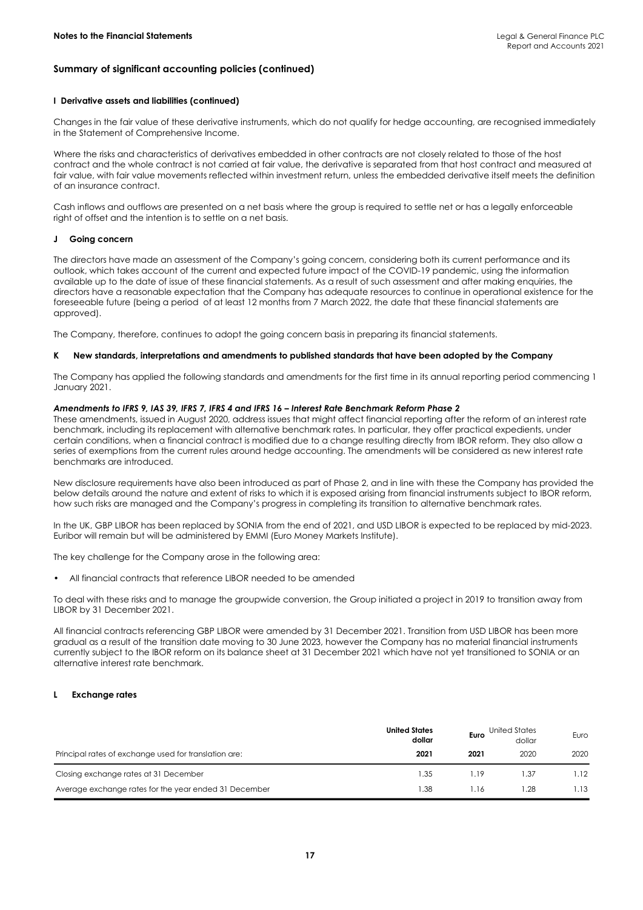## Summary of significant accounting policies (continued)

### I Derivative assets and liabilities (continued)

Changes in the fair value of these derivative instruments, which do not qualify for hedge accounting, are recognised immediately in the Statement of Comprehensive Income.

Where the risks and characteristics of derivatives embedded in other contracts are not closely related to those of the host contract and the whole contract is not carried at fair value, the derivative is separated from that host contract and measured at fair value, with fair value movements reflected within investment return, unless the embedded derivative itself meets the definition of an insurance contract.

Cash inflows and outflows are presented on a net basis where the group is required to settle net or has a legally enforceable right of offset and the intention is to settle on a net basis.

### J Going concern

The directors have made an assessment of the Company's going concern, considering both its current performance and its outlook, which takes account of the current and expected future impact of the COVID-19 pandemic, using the information available up to the date of issue of these financial statements. As a result of such assessment and after making enquiries, the directors have a reasonable expectation that the Company has adequate resources to continue in operational existence for the foreseeable future (being a period of at least 12 months from 7 March 2022, the date that these financial statements are approved).

The Company, therefore, continues to adopt the going concern basis in preparing its financial statements.

### K New standards, interpretations and amendments to published standards that have been adopted by the Company

The Company has applied the following standards and amendments for the first time in its annual reporting period commencing 1 January 2021.

***Amendments to IFRS 9, IAS 39, IFRS 7, IFRS 4 and IFRS 16 – Interest Rate Benchmark Reform Phase 2***

These amendments, issued in August 2020, address issues that might affect financial reporting after the reform of an interest rate benchmark, including its replacement with alternative benchmark rates. In particular, they offer practical expedients, under certain conditions, when a financial contract is modified due to a change resulting directly from IBOR reform. They also allow a series of exemptions from the current rules around hedge accounting. The amendments will be considered as new interest rate benchmarks are introduced.

New disclosure requirements have also been introduced as part of Phase 2, and in line with these the Company has provided the below details around the nature and extent of risks to which it is exposed arising from financial instruments subject to IBOR reform, how such risks are managed and the Company's progress in completing its transition to alternative benchmark rates.

In the UK, GBP LIBOR has been replaced by SONIA from the end of 2021, and USD LIBOR is expected to be replaced by mid-2023. Euribor will remain but will be administered by EMMI (Euro Money Markets Institute).

The key challenge for the Company arose in the following area:

- All financial contracts that reference LIBOR needed to be amended

To deal with these risks and to manage the groupwide conversion, the Group initiated a project in 2019 to transition away from LIBOR by 31 December 2021.

All financial contracts referencing GBP LIBOR were amended by 31 December 2021. Transition from USD LIBOR has been more gradual as a result of the transition date moving to 30 June 2023, however the Company has no material financial instruments currently subject to the IBOR reform on its balance sheet at 31 December 2021 which have not yet transitioned to SONIA or an alternative interest rate benchmark.

### L Exchange rates

| | **United States dollar** | **Euro** | United States dollar | Euro |
|---|---|---|---|---|
| Principal rates of exchange used for translation are: | **2021** | **2021** | 2020 | 2020 |
| Closing exchange rates at 31 December | 1.35 | 1.19 | 1.37 | 1.12 |
| Average exchange rates for the year ended 31 December | 1.38 | 1.16 | 1.28 | 1.13 |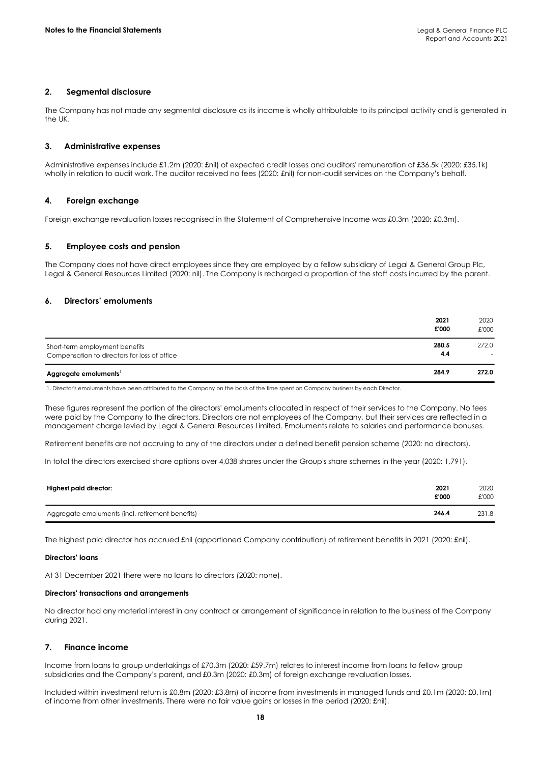## 2. Segmental disclosure

The Company has not made any segmental disclosure as its income is wholly attributable to its principal activity and is generated in the UK.

## 3. Administrative expenses

Administrative expenses include £1.2m (2020: £nil) of expected credit losses and auditors' remuneration of £36.5k (2020: £35.1k) wholly in relation to audit work. The auditor received no fees (2020: £nil) for non-audit services on the Company's behalf.

## 4. Foreign exchange

Foreign exchange revaluation losses recognised in the Statement of Comprehensive Income was £0.3m (2020: £0.3m).

## 5. Employee costs and pension

The Company does not have direct employees since they are employed by a fellow subsidiary of Legal & General Group Plc, Legal & General Resources Limited (2020: nil). The Company is recharged a proportion of the staff costs incurred by the parent.

## 6. Directors' emoluments

| | **2021 £'000** | 2020 £'000 |
|---|---|---|
| Short-term employment benefits | **280.5** | 272.0 |
| Compensation to directors for loss of office | **4.4** | - |
| **Aggregate emoluments[1]** | **284.9** | **272.0** |

1. Director's emoluments have been attributed to the Company on the basis of the time spent on Company business by each Director.

These figures represent the portion of the directors' emoluments allocated in respect of their services to the Company. No fees were paid by the Company to the directors. Directors are not employees of the Company, but their services are reflected in a management charge levied by Legal & General Resources Limited. Emoluments relate to salaries and performance bonuses.

Retirement benefits are not accruing to any of the directors under a defined benefit pension scheme (2020: no directors).

In total the directors exercised share options over 4,038 shares under the Group's share schemes in the year (2020: 1,791).

| **Highest paid director:** | **2021 £'000** | 2020 £'000 |
|---|---|---|
| Aggregate emoluments (incl. retirement benefits) | **246.4** | 231.8 |

The highest paid director has accrued £nil (apportioned Company contribution) of retirement benefits in 2021 (2020: £nil).

**Directors' loans**

At 31 December 2021 there were no loans to directors (2020: none).

**Directors' transactions and arrangements**

No director had any material interest in any contract or arrangement of significance in relation to the business of the Company during 2021.

## 7. Finance income

Income from loans to group undertakings of £70.3m (2020: £59.7m) relates to interest income from loans to fellow group subsidiaries and the Company's parent, and £0.3m (2020: £0.3m) of foreign exchange revaluation losses.

Included within investment return is £0.8m (2020: £3.8m) of income from investments in managed funds and £0.1m (2020: £0.1m) of income from other investments. There were no fair value gains or losses in the period (2020: £nil).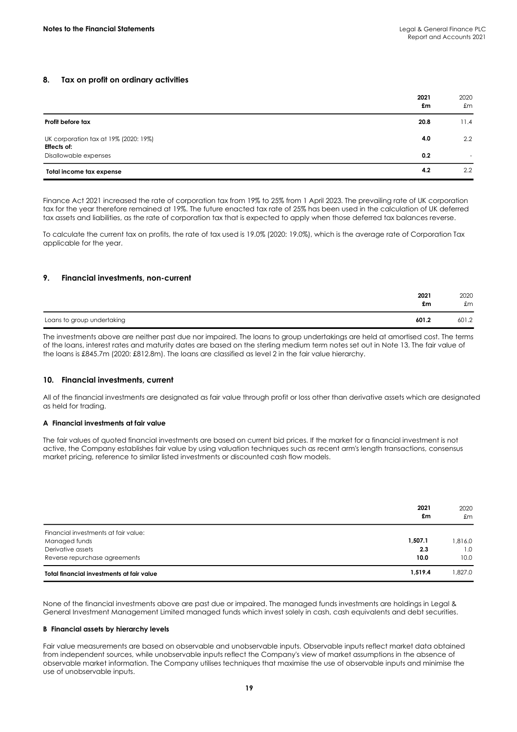## 8. Tax on profit on ordinary activities

| | 2021 £m | 2020 £m |
|---|---|---|
| **Profit before tax** | **20.8** | 11.4 |
| UK corporation tax at 19% (2020: 19%) | **4.0** | 2.2 |
| **Effects of:** | | |
| Disallowable expenses | **0.2** | - |
| **Total income tax expense** | **4.2** | 2.2 |

Finance Act 2021 increased the rate of corporation tax from 19% to 25% from 1 April 2023. The prevailing rate of UK corporation tax for the year therefore remained at 19%. The future enacted tax rate of 25% has been used in the calculation of UK deferred tax assets and liabilities, as the rate of corporation tax that is expected to apply when those deferred tax balances reverse.

To calculate the current tax on profits, the rate of tax used is 19.0% (2020: 19.0%), which is the average rate of Corporation Tax applicable for the year.

## 9. Financial investments, non-current

| | 2021 £m | 2020 £m |
|---|---|---|
| Loans to group undertaking | **601.2** | 601.2 |

The investments above are neither past due nor impaired. The loans to group undertakings are held at amortised cost. The terms of the loans, interest rates and maturity dates are based on the sterling medium term notes set out in Note 13. The fair value of the loans is £845.7m (2020: £812.8m). The loans are classified as level 2 in the fair value hierarchy.

## 10. Financial investments, current

All of the financial investments are designated as fair value through profit or loss other than derivative assets which are designated as held for trading.

### A Financial investments at fair value

The fair values of quoted financial investments are based on current bid prices. If the market for a financial investment is not active, the Company establishes fair value by using valuation techniques such as recent arm's length transactions, consensus market pricing, reference to similar listed investments or discounted cash flow models.

| | 2021 £m | 2020 £m |
|---|---|---|
| Financial investments at fair value: | | |
| Managed funds | **1,507.1** | 1,816.0 |
| Derivative assets | **2.3** | 1.0 |
| Reverse repurchase agreements | **10.0** | 10.0 |
| **Total financial investments at fair value** | **1,519.4** | 1,827.0 |

None of the financial investments above are past due or impaired. The managed funds investments are holdings in Legal & General Investment Management Limited managed funds which invest solely in cash, cash equivalents and debt securities.

### B Financial assets by hierarchy levels

Fair value measurements are based on observable and unobservable inputs. Observable inputs reflect market data obtained from independent sources, while unobservable inputs reflect the Company's view of market assumptions in the absence of observable market information. The Company utilises techniques that maximise the use of observable inputs and minimise the use of unobservable inputs.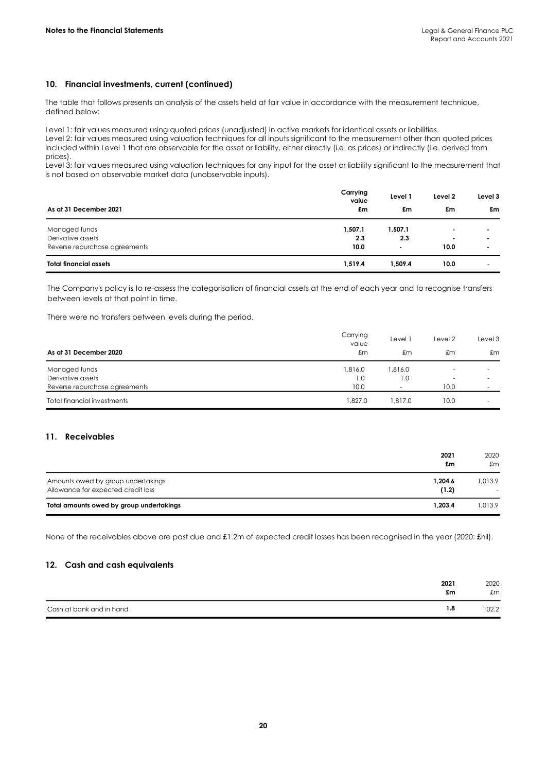## 10. Financial investments, current (continued)

The table that follows presents an analysis of the assets held at fair value in accordance with the measurement technique, defined below:

Level 1: fair values measured using quoted prices (unadjusted) in active markets for identical assets or liabilities.
Level 2: fair values measured using valuation techniques for all inputs significant to the measurement other than quoted prices included within Level 1 that are observable for the asset or liability, either directly (i.e. as prices) or indirectly (i.e. derived from prices).
Level 3: fair values measured using valuation techniques for any input for the asset or liability significant to the measurement that is not based on observable market data (unobservable inputs).

| As at 31 December 2021 | Carrying value £m | Level 1 £m | Level 2 £m | Level 3 £m |
|---|---|---|---|---|
| Managed funds | **1,507.1** | **1,507.1** | **-** | **-** |
| Derivative assets | **2.3** | **2.3** | **-** | **-** |
| Reverse repurchase agreements | **10.0** | **-** | **10.0** | **-** |
| **Total financial assets** | **1,519.4** | **1,509.4** | **10.0** | - |

The Company's policy is to re-assess the categorisation of financial assets at the end of each year and to recognise transfers between levels at that point in time.

There were no transfers between levels during the period.

| As at 31 December 2020 | Carrying value £m | Level 1 £m | Level 2 £m | Level 3 £m |
|---|---|---|---|---|
| Managed funds | 1,816.0 | 1,816.0 | - | - |
| Derivative assets | 1.0 | 1.0 | - | - |
| Reverse repurchase agreements | 10.0 | - | 10.0 | - |
| Total financial investments | 1,827.0 | 1,817.0 | 10.0 | - |

## 11. Receivables

| | 2021 £m | 2020 £m |
|---|---|---|
| Amounts owed by group undertakings | **1,204.6** | 1,013.9 |
| Allowance for expected credit loss | **(1.2)** | - |
| **Total amounts owed by group undertakings** | **1,203.4** | 1,013.9 |

None of the receivables above are past due and £1.2m of expected credit losses has been recognised in the year (2020: £nil).

## 12. Cash and cash equivalents

| | 2021 £m | 2020 £m |
|---|---|---|
| Cash at bank and in hand | **1.8** | 102.2 |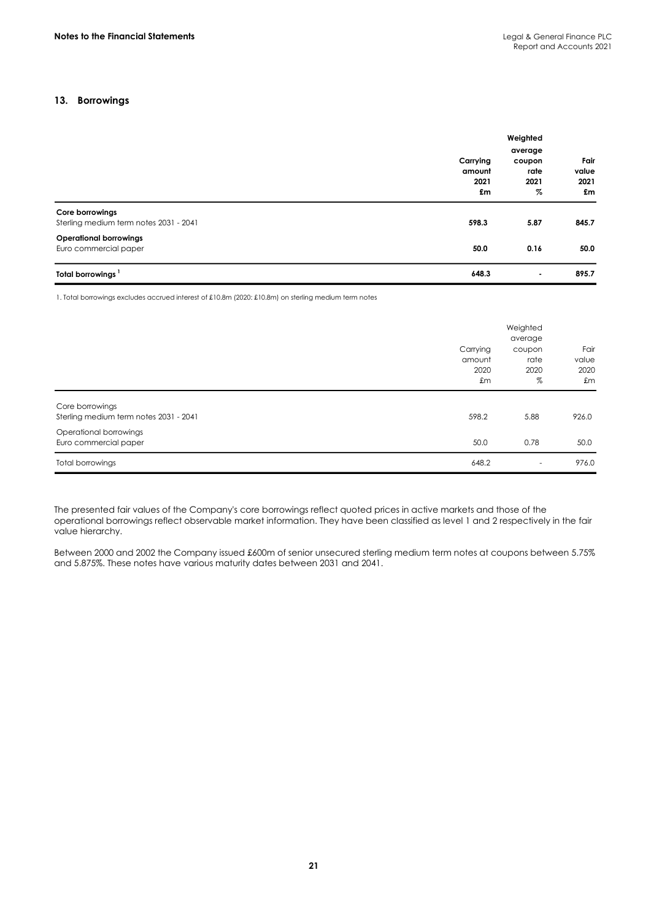## 13. Borrowings

| | Carrying amount 2021 £m | Weighted average coupon rate 2021 % | Fair value 2021 £m |
|---|---|---|---|
| **Core borrowings** | | | |
| Sterling medium term notes 2031 - 2041 | **598.3** | **5.87** | **845.7** |
| **Operational borrowings** | | | |
| Euro commercial paper | **50.0** | **0.16** | **50.0** |
| **Total borrowings** [1] | **648.3** | **-** | **895.7** |

1. Total borrowings excludes accrued interest of £10.8m (2020: £10.8m) on sterling medium term notes

| | Carrying amount 2020 £m | Weighted average coupon rate 2020 % | Fair value 2020 £m |
|---|---|---|---|
| Core borrowings | | | |
| Sterling medium term notes 2031 - 2041 | 598.2 | 5.88 | 926.0 |
| Operational borrowings | | | |
| Euro commercial paper | 50.0 | 0.78 | 50.0 |
| Total borrowings | 648.2 | - | 976.0 |

The presented fair values of the Company's core borrowings reflect quoted prices in active markets and those of the operational borrowings reflect observable market information. They have been classified as level 1 and 2 respectively in the fair value hierarchy.

Between 2000 and 2002 the Company issued £600m of senior unsecured sterling medium term notes at coupons between 5.75% and 5.875%. These notes have various maturity dates between 2031 and 2041.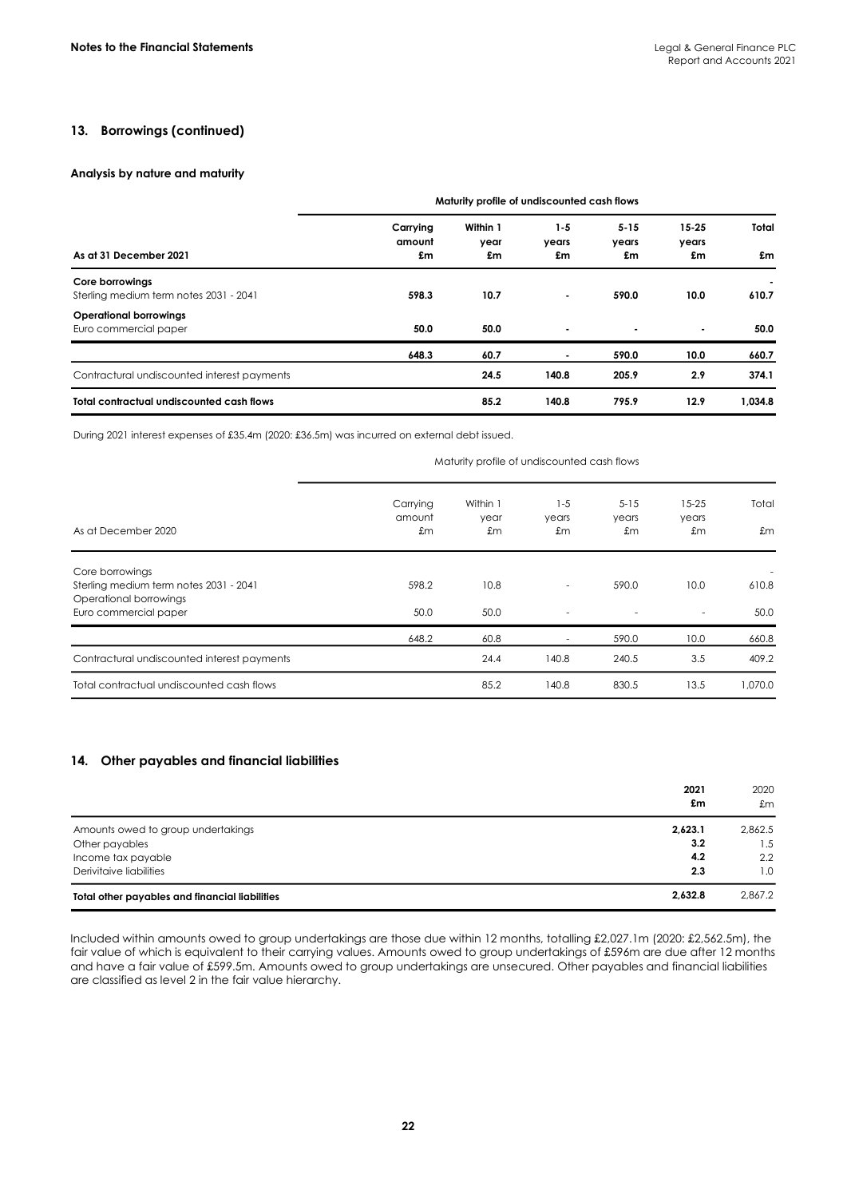## 13. Borrowings (continued)

### Analysis by nature and maturity

| | | Maturity profile of undiscounted cash flows | | | | |
|---|---|---|---|---|---|---|
| **As at 31 December 2021** | **Carrying amount £m** | **Within 1 year £m** | **1-5 years £m** | **5-15 years £m** | **15-25 years £m** | **Total £m** |
| **Core borrowings** | | | | | | - |
| Sterling medium term notes 2031 - 2041 | **598.3** | **10.7** | **-** | **590.0** | **10.0** | **610.7** |
| **Operational borrowings** | | | | | | |
| Euro commercial paper | **50.0** | **50.0** | **-** | **-** | **-** | **50.0** |
| | **648.3** | **60.7** | **-** | **590.0** | **10.0** | **660.7** |
| Contractural undiscounted interest payments | | **24.5** | **140.8** | **205.9** | **2.9** | **374.1** |
| **Total contractual undiscounted cash flows** | | **85.2** | **140.8** | **795.9** | **12.9** | **1,034.8** |

During 2021 interest expenses of £35.4m (2020: £36.5m) was incurred on external debt issued.

| | | Maturity profile of undiscounted cash flows | | | | |
|---|---|---|---|---|---|---|
| As at December 2020 | Carrying amount £m | Within 1 year £m | 1-5 years £m | 5-15 years £m | 15-25 years £m | Total £m |
| Core borrowings | | | | | | - |
| Sterling medium term notes 2031 - 2041 | 598.2 | 10.8 | - | 590.0 | 10.0 | 610.8 |
| Operational borrowings | | | | | | |
| Euro commercial paper | 50.0 | 50.0 | - | - | - | 50.0 |
| | 648.2 | 60.8 | - | 590.0 | 10.0 | 660.8 |
| Contractural undiscounted interest payments | | 24.4 | 140.8 | 240.5 | 3.5 | 409.2 |
| Total contractual undiscounted cash flows | | 85.2 | 140.8 | 830.5 | 13.5 | 1,070.0 |

## 14. Other payables and financial liabilities

| | 2021 £m | 2020 £m |
|---|---|---|
| Amounts owed to group undertakings | **2,623.1** | 2,862.5 |
| Other payables | **3.2** | 1.5 |
| Income tax payable | **4.2** | 2.2 |
| Derivitaive liabilities | **2.3** | 1.0 |
| **Total other payables and financial liabilities** | **2,632.8** | 2,867.2 |

Included within amounts owed to group undertakings are those due within 12 months, totalling £2,027.1m (2020: £2,562.5m), the fair value of which is equivalent to their carrying values. Amounts owed to group undertakings of £596m are due after 12 months and have a fair value of £599.5m. Amounts owed to group undertakings are unsecured. Other payables and financial liabilities are classified as level 2 in the fair value hierarchy.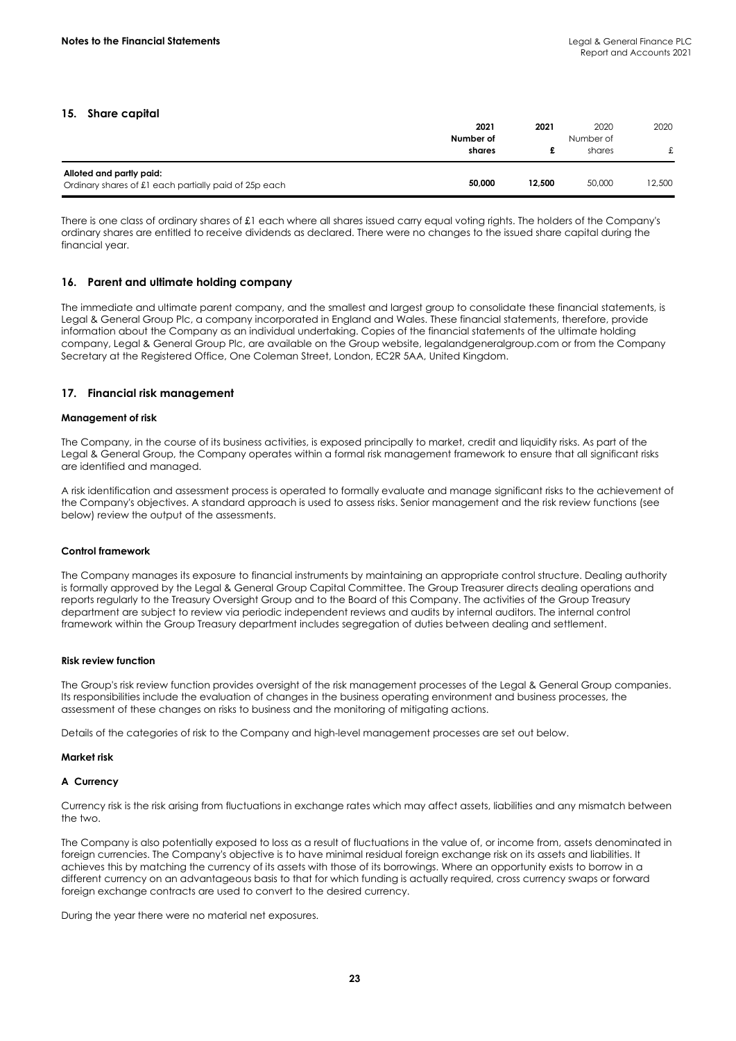## 15. Share capital

| | 2021 Number of shares | 2021 £ | 2020 Number of shares | 2020 £ |
|---|---|---|---|---|
| **Alloted and partly paid:** | | | | |
| Ordinary shares of £1 each partially paid of 25p each | **50,000** | **12,500** | 50,000 | 12,500 |

There is one class of ordinary shares of £1 each where all shares issued carry equal voting rights. The holders of the Company's ordinary shares are entitled to receive dividends as declared. There were no changes to the issued share capital during the financial year.

## 16. Parent and ultimate holding company

The immediate and ultimate parent company, and the smallest and largest group to consolidate these financial statements, is Legal & General Group Plc, a company incorporated in England and Wales. These financial statements, therefore, provide information about the Company as an individual undertaking. Copies of the financial statements of the ultimate holding company, Legal & General Group Plc, are available on the Group website, legalandgeneralgroup.com or from the Company Secretary at the Registered Office, One Coleman Street, London, EC2R 5AA, United Kingdom.

## 17. Financial risk management

### Management of risk

The Company, in the course of its business activities, is exposed principally to market, credit and liquidity risks. As part of the Legal & General Group, the Company operates within a formal risk management framework to ensure that all significant risks are identified and managed.

A risk identification and assessment process is operated to formally evaluate and manage significant risks to the achievement of the Company's objectives. A standard approach is used to assess risks. Senior management and the risk review functions (see below) review the output of the assessments.

### Control framework

The Company manages its exposure to financial instruments by maintaining an appropriate control structure. Dealing authority is formally approved by the Legal & General Group Capital Committee. The Group Treasurer directs dealing operations and reports regularly to the Treasury Oversight Group and to the Board of this Company. The activities of the Group Treasury department are subject to review via periodic independent reviews and audits by internal auditors. The internal control framework within the Group Treasury department includes segregation of duties between dealing and settlement.

### Risk review function

The Group's risk review function provides oversight of the risk management processes of the Legal & General Group companies. Its responsibilities include the evaluation of changes in the business operating environment and business processes, the assessment of these changes on risks to business and the monitoring of mitigating actions.

Details of the categories of risk to the Company and high-level management processes are set out below.

### Market risk

#### A Currency

Currency risk is the risk arising from fluctuations in exchange rates which may affect assets, liabilities and any mismatch between the two.

The Company is also potentially exposed to loss as a result of fluctuations in the value of, or income from, assets denominated in foreign currencies. The Company's objective is to have minimal residual foreign exchange risk on its assets and liabilities. It achieves this by matching the currency of its assets with those of its borrowings. Where an opportunity exists to borrow in a different currency on an advantageous basis to that for which funding is actually required, cross currency swaps or forward foreign exchange contracts are used to convert to the desired currency.

During the year there were no material net exposures.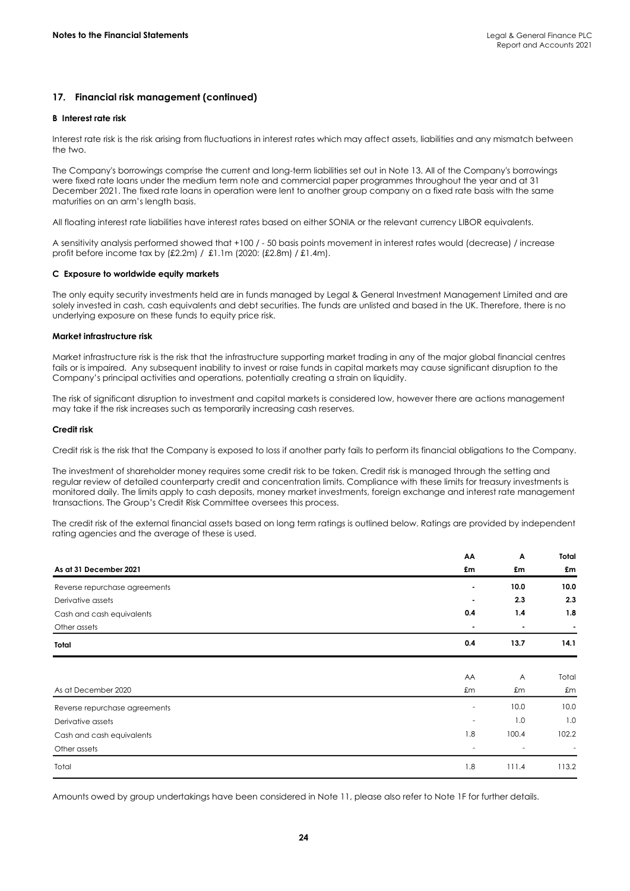## 17. Financial risk management (continued)

### B Interest rate risk

Interest rate risk is the risk arising from fluctuations in interest rates which may affect assets, liabilities and any mismatch between the two.

The Company's borrowings comprise the current and long-term liabilities set out in Note 13. All of the Company's borrowings were fixed rate loans under the medium term note and commercial paper programmes throughout the year and at 31 December 2021. The fixed rate loans in operation were lent to another group company on a fixed rate basis with the same maturities on an arm's length basis.

All floating interest rate liabilities have interest rates based on either SONIA or the relevant currency LIBOR equivalents.

A sensitivity analysis performed showed that +100 / - 50 basis points movement in interest rates would (decrease) / increase profit before income tax by (£2.2m) / £1.1m (2020: (£2.8m) / £1.4m).

### C Exposure to worldwide equity markets

The only equity security investments held are in funds managed by Legal & General Investment Management Limited and are solely invested in cash, cash equivalents and debt securities. The funds are unlisted and based in the UK. Therefore, there is no underlying exposure on these funds to equity price risk.

### Market infrastructure risk

Market infrastructure risk is the risk that the infrastructure supporting market trading in any of the major global financial centres fails or is impaired. Any subsequent inability to invest or raise funds in capital markets may cause significant disruption to the Company's principal activities and operations, potentially creating a strain on liquidity.

The risk of significant disruption to investment and capital markets is considered low, however there are actions management may take if the risk increases such as temporarily increasing cash reserves.

### Credit risk

Credit risk is the risk that the Company is exposed to loss if another party fails to perform its financial obligations to the Company.

The investment of shareholder money requires some credit risk to be taken. Credit risk is managed through the setting and regular review of detailed counterparty credit and concentration limits. Compliance with these limits for treasury investments is monitored daily. The limits apply to cash deposits, money market investments, foreign exchange and interest rate management transactions. The Group's Credit Risk Committee oversees this process.

The credit risk of the external financial assets based on long term ratings is outlined below. Ratings are provided by independent rating agencies and the average of these is used.

| | **AA** | **A** | **Total** |
|---|---|---|---|
| **As at 31 December 2021** | **£m** | **£m** | **£m** |
| Reverse repurchase agreements | **-** | **10.0** | **10.0** |
| Derivative assets | **-** | **2.3** | **2.3** |
| Cash and cash equivalents | **0.4** | **1.4** | **1.8** |
| Other assets | **-** | **-** | **-** |
| **Total** | **0.4** | **13.7** | **14.1** |

| | AA | A | Total |
|---|---|---|---|
| As at December 2020 | £m | £m | £m |
| Reverse repurchase agreements | - | 10.0 | 10.0 |
| Derivative assets | - | 1.0 | 1.0 |
| Cash and cash equivalents | 1.8 | 100.4 | 102.2 |
| Other assets | - | - | - |
| Total | 1.8 | 111.4 | 113.2 |

Amounts owed by group undertakings have been considered in Note 11, please also refer to Note 1F for further details.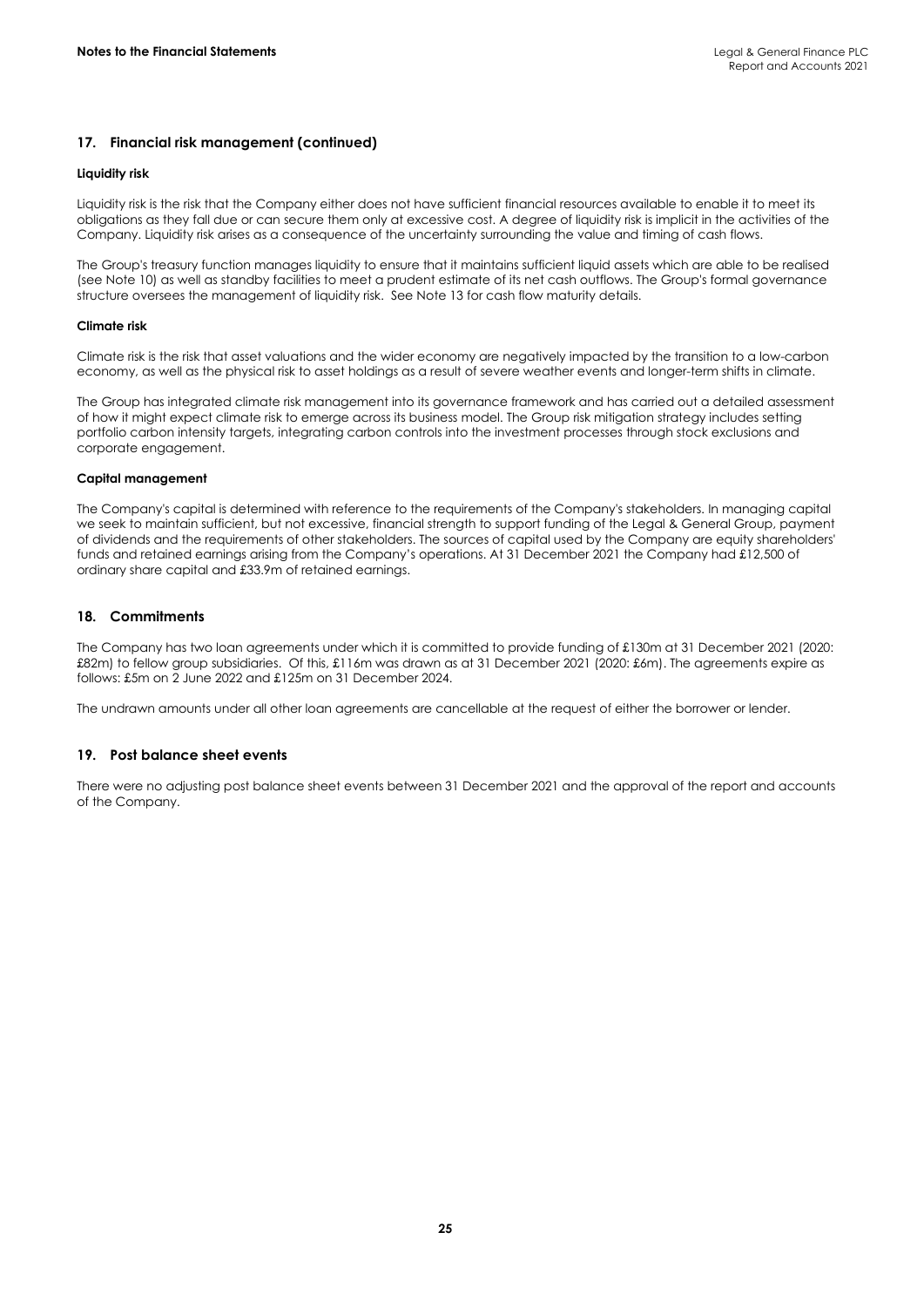## 17. Financial risk management (continued)

### Liquidity risk

Liquidity risk is the risk that the Company either does not have sufficient financial resources available to enable it to meet its obligations as they fall due or can secure them only at excessive cost. A degree of liquidity risk is implicit in the activities of the Company. Liquidity risk arises as a consequence of the uncertainty surrounding the value and timing of cash flows.

The Group's treasury function manages liquidity to ensure that it maintains sufficient liquid assets which are able to be realised (see Note 10) as well as standby facilities to meet a prudent estimate of its net cash outflows. The Group's formal governance structure oversees the management of liquidity risk. See Note 13 for cash flow maturity details.

### Climate risk

Climate risk is the risk that asset valuations and the wider economy are negatively impacted by the transition to a low-carbon economy, as well as the physical risk to asset holdings as a result of severe weather events and longer-term shifts in climate.

The Group has integrated climate risk management into its governance framework and has carried out a detailed assessment of how it might expect climate risk to emerge across its business model. The Group risk mitigation strategy includes setting portfolio carbon intensity targets, integrating carbon controls into the investment processes through stock exclusions and corporate engagement.

### Capital management

The Company's capital is determined with reference to the requirements of the Company's stakeholders. In managing capital we seek to maintain sufficient, but not excessive, financial strength to support funding of the Legal & General Group, payment of dividends and the requirements of other stakeholders. The sources of capital used by the Company are equity shareholders' funds and retained earnings arising from the Company's operations. At 31 December 2021 the Company had £12,500 of ordinary share capital and £33.9m of retained earnings.

## 18. Commitments

The Company has two loan agreements under which it is committed to provide funding of £130m at 31 December 2021 (2020: £82m) to fellow group subsidiaries. Of this, £116m was drawn as at 31 December 2021 (2020: £6m). The agreements expire as follows: £5m on 2 June 2022 and £125m on 31 December 2024.

The undrawn amounts under all other loan agreements are cancellable at the request of either the borrower or lender.

## 19. Post balance sheet events

There were no adjusting post balance sheet events between 31 December 2021 and the approval of the report and accounts of the Company.